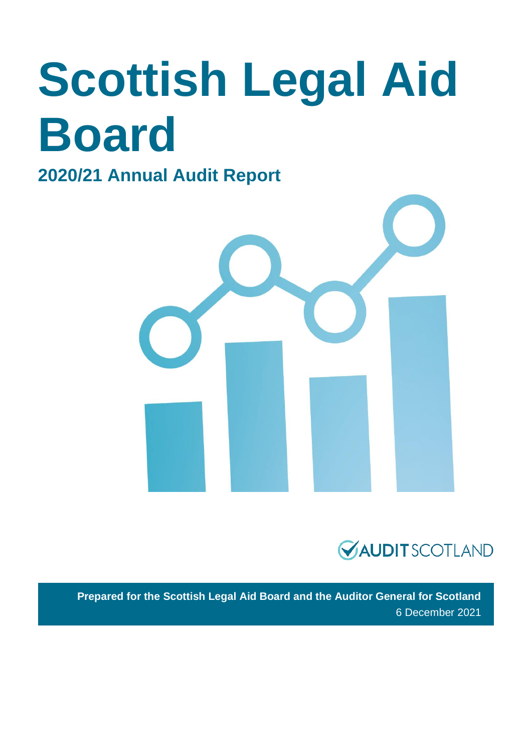# Scottish Legal Aid Board

## 2020/21 Annual Audit Report

AUDIT SCOTLAND

**Prepared for the Scottish Legal Aid Board and the Auditor General for Scotland**

6 December 2021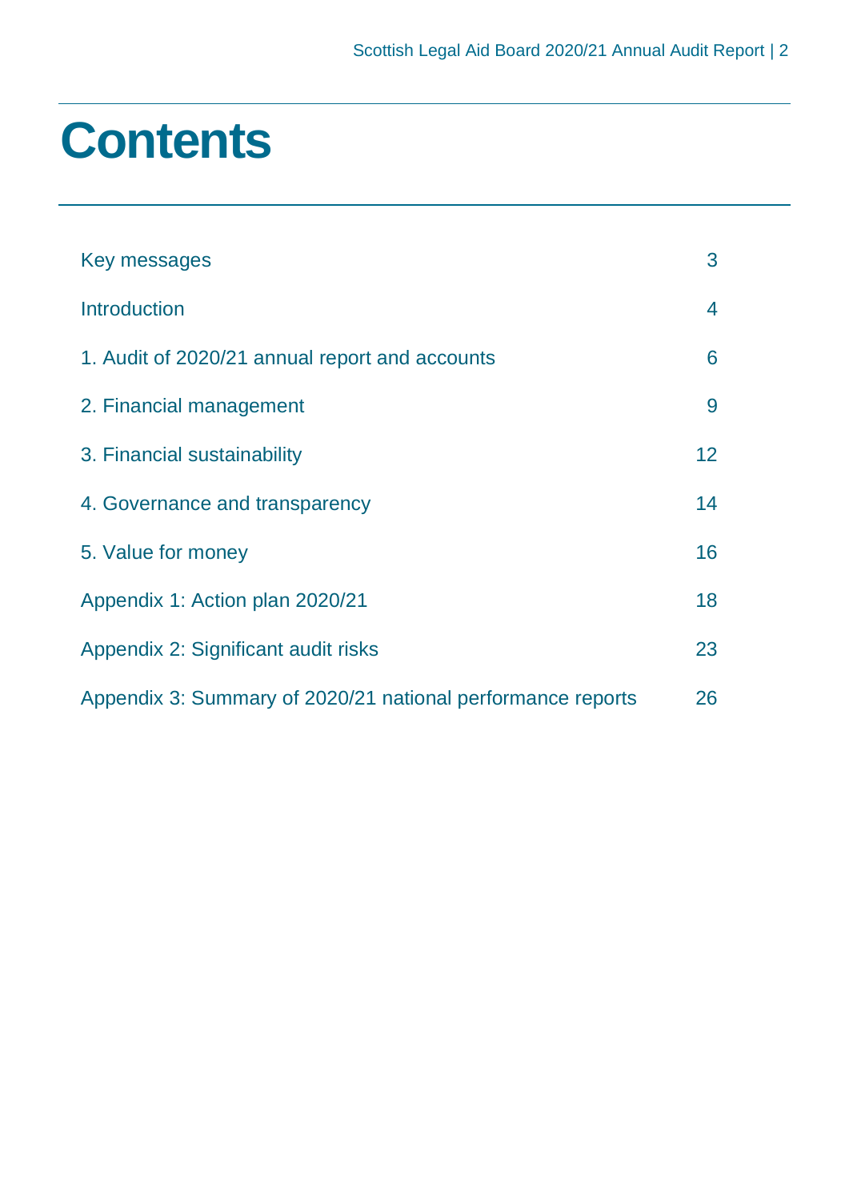# Contents

| | |
|---|---|
| Key messages | 3 |
| Introduction | 4 |
| 1. Audit of 2020/21 annual report and accounts | 6 |
| 2. Financial management | 9 |
| 3. Financial sustainability | 12 |
| 4. Governance and transparency | 14 |
| 5. Value for money | 16 |
| Appendix 1: Action plan 2020/21 | 18 |
| Appendix 2: Significant audit risks | 23 |
| Appendix 3: Summary of 2020/21 national performance reports | 26 |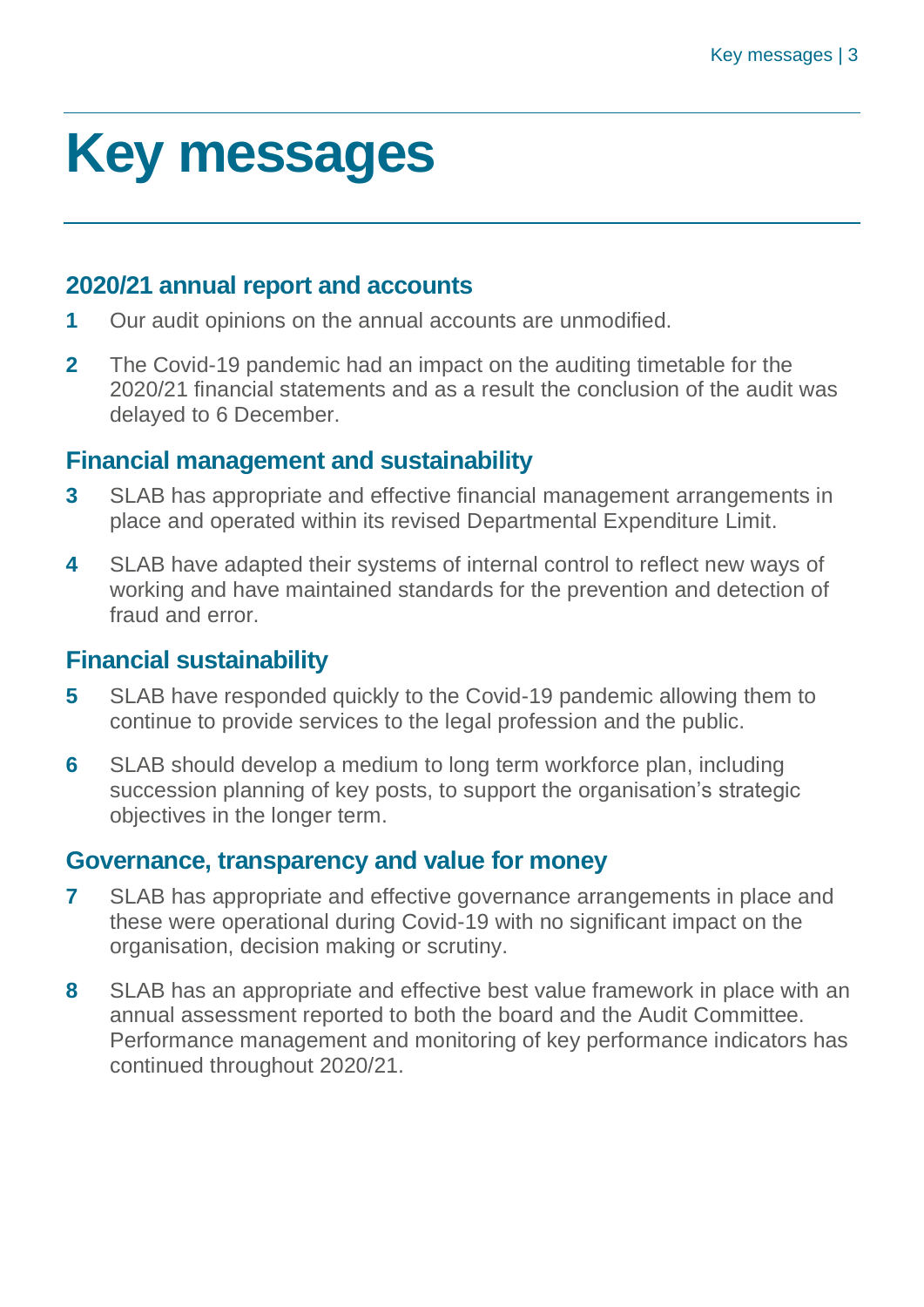# Key messages

## 2020/21 annual report and accounts

**1** Our audit opinions on the annual accounts are unmodified.

**2** The Covid-19 pandemic had an impact on the auditing timetable for the 2020/21 financial statements and as a result the conclusion of the audit was delayed to 6 December.

## Financial management and sustainability

**3** SLAB has appropriate and effective financial management arrangements in place and operated within its revised Departmental Expenditure Limit.

**4** SLAB have adapted their systems of internal control to reflect new ways of working and have maintained standards for the prevention and detection of fraud and error.

## Financial sustainability

**5** SLAB have responded quickly to the Covid-19 pandemic allowing them to continue to provide services to the legal profession and the public.

**6** SLAB should develop a medium to long term workforce plan, including succession planning of key posts, to support the organisation's strategic objectives in the longer term.

## Governance, transparency and value for money

**7** SLAB has appropriate and effective governance arrangements in place and these were operational during Covid-19 with no significant impact on the organisation, decision making or scrutiny.

**8** SLAB has an appropriate and effective best value framework in place with an annual assessment reported to both the board and the Audit Committee. Performance management and monitoring of key performance indicators has continued throughout 2020/21.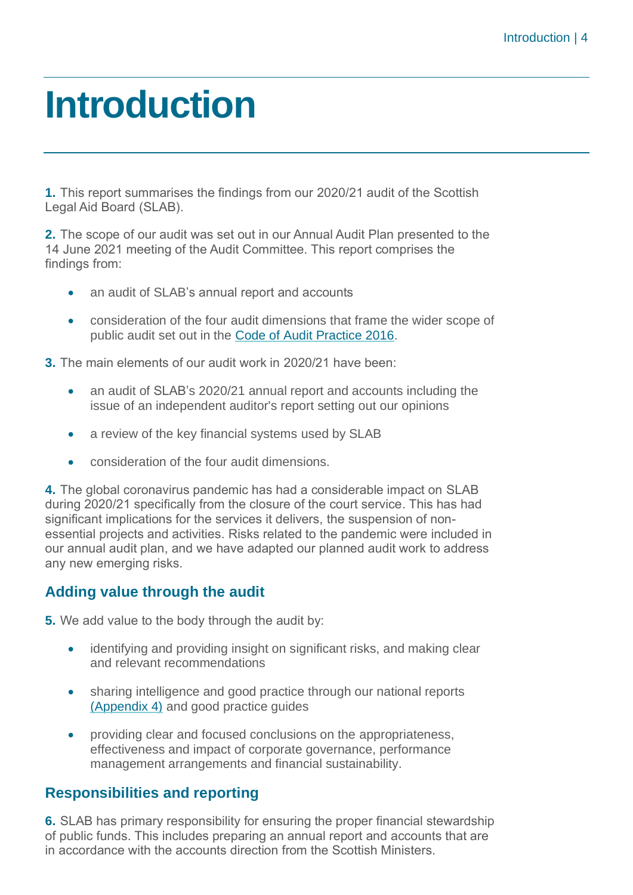# Introduction

**1.** This report summarises the findings from our 2020/21 audit of the Scottish Legal Aid Board (SLAB).

**2.** The scope of our audit was set out in our Annual Audit Plan presented to the 14 June 2021 meeting of the Audit Committee. This report comprises the findings from:

- an audit of SLAB's annual report and accounts
- consideration of the four audit dimensions that frame the wider scope of public audit set out in the Code of Audit Practice 2016.

**3.** The main elements of our audit work in 2020/21 have been:

- an audit of SLAB's 2020/21 annual report and accounts including the issue of an independent auditor's report setting out our opinions
- a review of the key financial systems used by SLAB
- consideration of the four audit dimensions.

**4.** The global coronavirus pandemic has had a considerable impact on SLAB during 2020/21 specifically from the closure of the court service. This has had significant implications for the services it delivers, the suspension of non-essential projects and activities. Risks related to the pandemic were included in our annual audit plan, and we have adapted our planned audit work to address any new emerging risks.

## Adding value through the audit

**5.** We add value to the body through the audit by:

- identifying and providing insight on significant risks, and making clear and relevant recommendations
- sharing intelligence and good practice through our national reports (Appendix 4) and good practice guides
- providing clear and focused conclusions on the appropriateness, effectiveness and impact of corporate governance, performance management arrangements and financial sustainability.

## Responsibilities and reporting

**6.** SLAB has primary responsibility for ensuring the proper financial stewardship of public funds. This includes preparing an annual report and accounts that are in accordance with the accounts direction from the Scottish Ministers.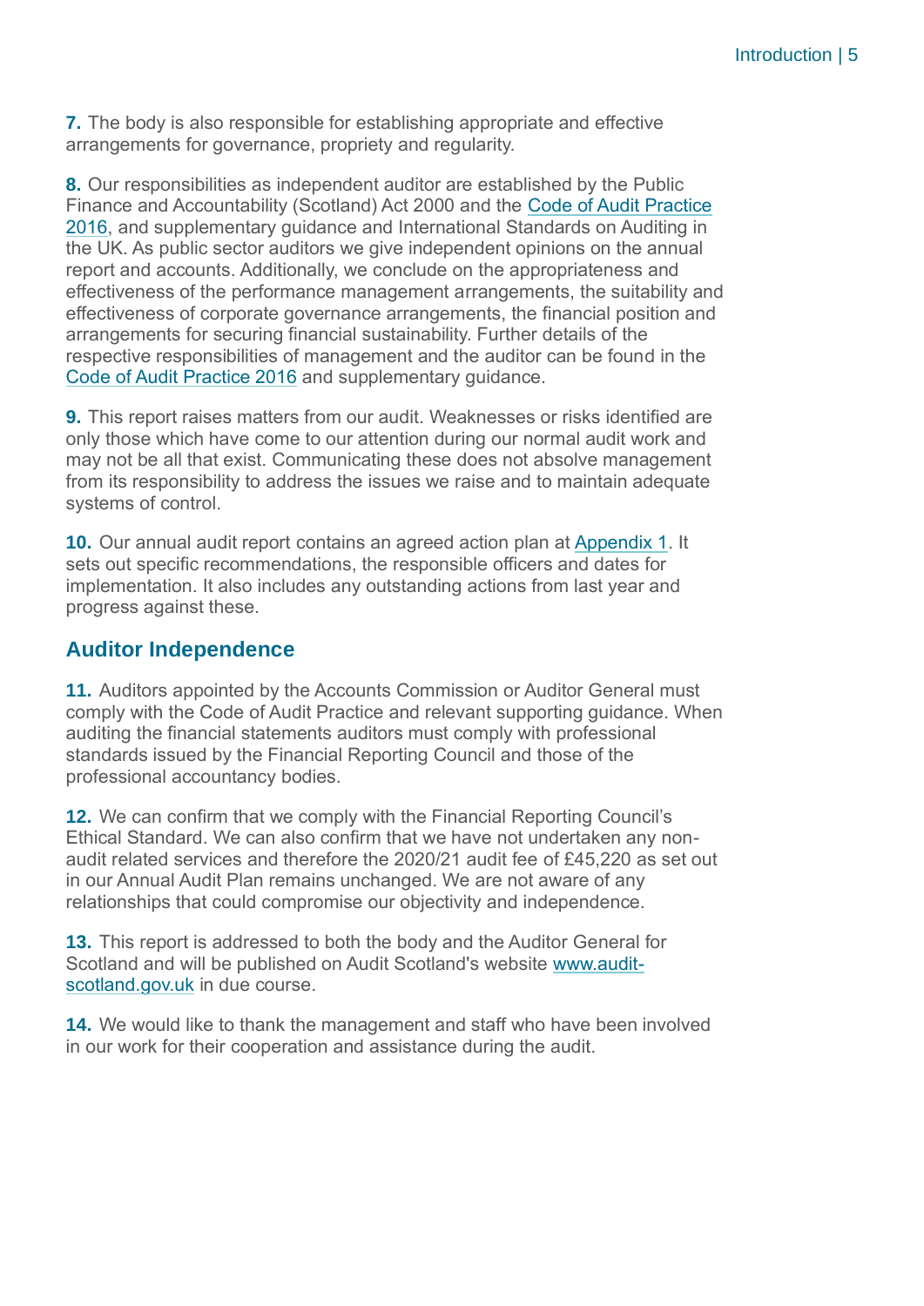**7.** The body is also responsible for establishing appropriate and effective arrangements for governance, propriety and regularity.

**8.** Our responsibilities as independent auditor are established by the Public Finance and Accountability (Scotland) Act 2000 and the Code of Audit Practice 2016, and supplementary guidance and International Standards on Auditing in the UK. As public sector auditors we give independent opinions on the annual report and accounts. Additionally, we conclude on the appropriateness and effectiveness of the performance management arrangements, the suitability and effectiveness of corporate governance arrangements, the financial position and arrangements for securing financial sustainability. Further details of the respective responsibilities of management and the auditor can be found in the Code of Audit Practice 2016 and supplementary guidance.

**9.** This report raises matters from our audit. Weaknesses or risks identified are only those which have come to our attention during our normal audit work and may not be all that exist. Communicating these does not absolve management from its responsibility to address the issues we raise and to maintain adequate systems of control.

**10.** Our annual audit report contains an agreed action plan at Appendix 1. It sets out specific recommendations, the responsible officers and dates for implementation. It also includes any outstanding actions from last year and progress against these.

## Auditor Independence

**11.** Auditors appointed by the Accounts Commission or Auditor General must comply with the Code of Audit Practice and relevant supporting guidance. When auditing the financial statements auditors must comply with professional standards issued by the Financial Reporting Council and those of the professional accountancy bodies.

**12.** We can confirm that we comply with the Financial Reporting Council's Ethical Standard. We can also confirm that we have not undertaken any non-audit related services and therefore the 2020/21 audit fee of £45,220 as set out in our Annual Audit Plan remains unchanged. We are not aware of any relationships that could compromise our objectivity and independence.

**13.** This report is addressed to both the body and the Auditor General for Scotland and will be published on Audit Scotland's website www.audit-scotland.gov.uk in due course.

**14.** We would like to thank the management and staff who have been involved in our work for their cooperation and assistance during the audit.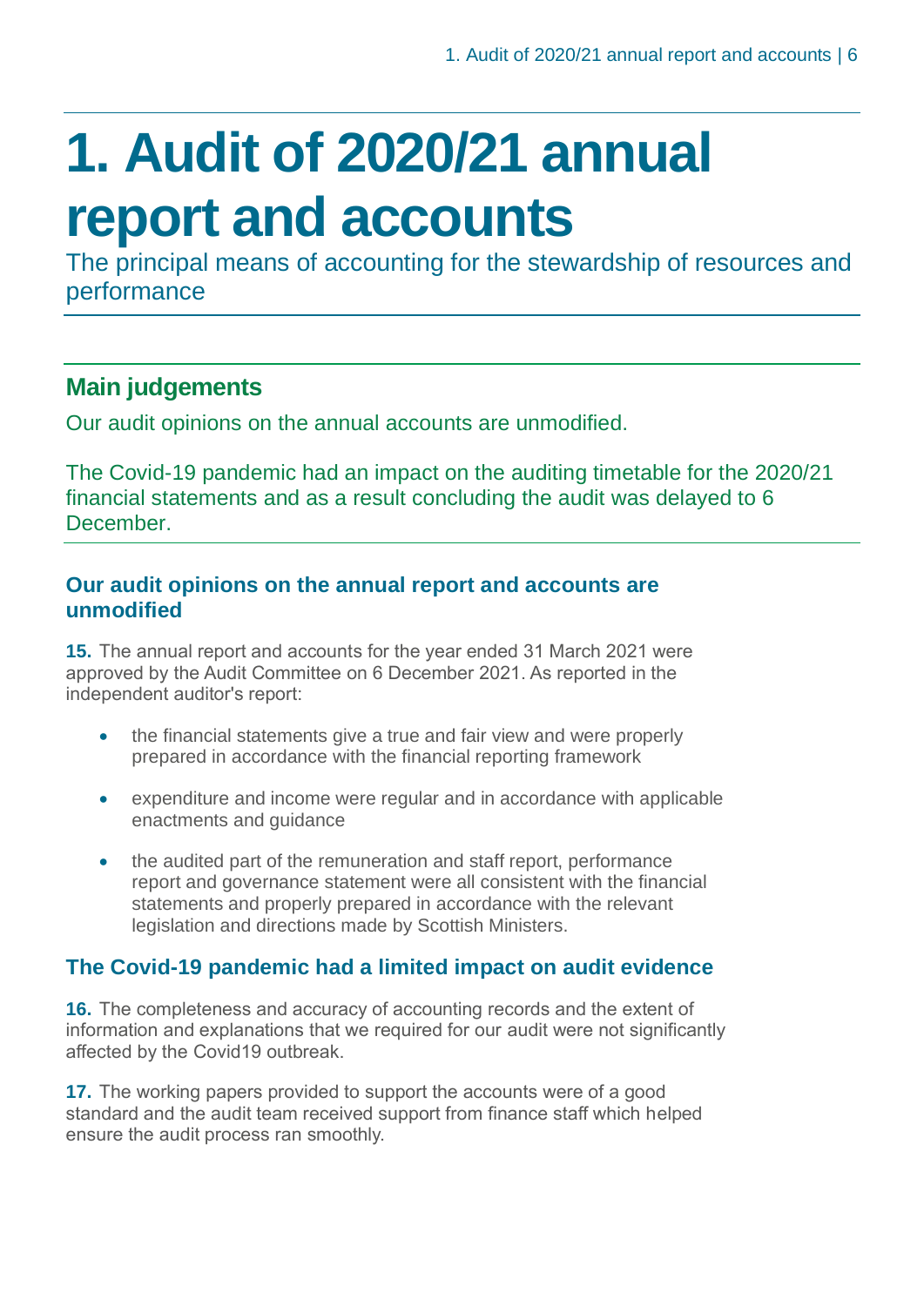# 1. Audit of 2020/21 annual report and accounts

The principal means of accounting for the stewardship of resources and performance

## Main judgements

Our audit opinions on the annual accounts are unmodified.

The Covid-19 pandemic had an impact on the auditing timetable for the 2020/21 financial statements and as a result concluding the audit was delayed to 6 December.

### Our audit opinions on the annual report and accounts are unmodified

**15.** The annual report and accounts for the year ended 31 March 2021 were approved by the Audit Committee on 6 December 2021. As reported in the independent auditor's report:

- the financial statements give a true and fair view and were properly prepared in accordance with the financial reporting framework
- expenditure and income were regular and in accordance with applicable enactments and guidance
- the audited part of the remuneration and staff report, performance report and governance statement were all consistent with the financial statements and properly prepared in accordance with the relevant legislation and directions made by Scottish Ministers.

### The Covid-19 pandemic had a limited impact on audit evidence

**16.** The completeness and accuracy of accounting records and the extent of information and explanations that we required for our audit were not significantly affected by the Covid19 outbreak.

**17.** The working papers provided to support the accounts were of a good standard and the audit team received support from finance staff which helped ensure the audit process ran smoothly.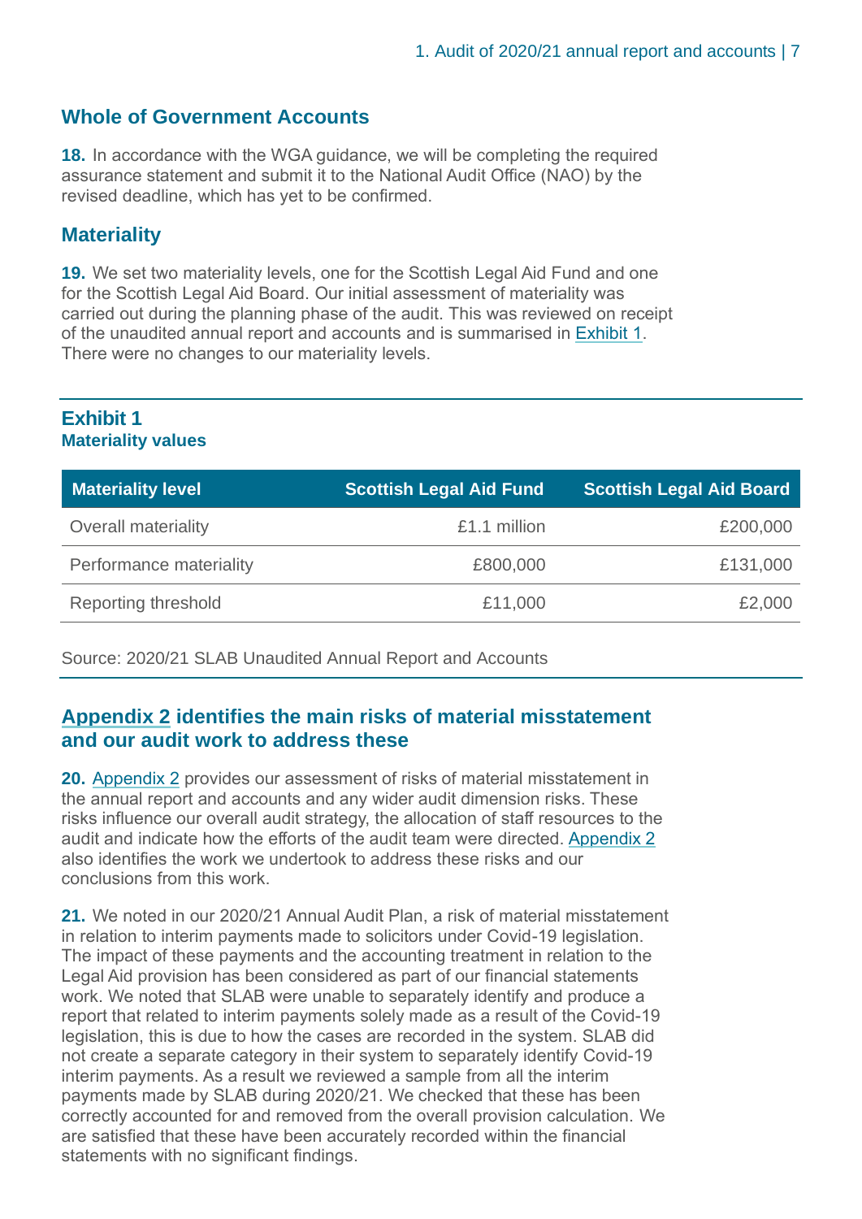## Whole of Government Accounts

**18.** In accordance with the WGA guidance, we will be completing the required assurance statement and submit it to the National Audit Office (NAO) by the revised deadline, which has yet to be confirmed.

## Materiality

**19.** We set two materiality levels, one for the Scottish Legal Aid Fund and one for the Scottish Legal Aid Board. Our initial assessment of materiality was carried out during the planning phase of the audit. This was reviewed on receipt of the unaudited annual report and accounts and is summarised in Exhibit 1. There were no changes to our materiality levels.

### Exhibit 1
**Materiality values**

| Materiality level | Scottish Legal Aid Fund | Scottish Legal Aid Board |
|---|---|---|
| Overall materiality | £1.1 million | £200,000 |
| Performance materiality | £800,000 | £131,000 |
| Reporting threshold | £11,000 | £2,000 |

Source: 2020/21 SLAB Unaudited Annual Report and Accounts

## Appendix 2 identifies the main risks of material misstatement and our audit work to address these

**20.** Appendix 2 provides our assessment of risks of material misstatement in the annual report and accounts and any wider audit dimension risks. These risks influence our overall audit strategy, the allocation of staff resources to the audit and indicate how the efforts of the audit team were directed. Appendix 2 also identifies the work we undertook to address these risks and our conclusions from this work.

**21.** We noted in our 2020/21 Annual Audit Plan, a risk of material misstatement in relation to interim payments made to solicitors under Covid-19 legislation. The impact of these payments and the accounting treatment in relation to the Legal Aid provision has been considered as part of our financial statements work. We noted that SLAB were unable to separately identify and produce a report that related to interim payments solely made as a result of the Covid-19 legislation, this is due to how the cases are recorded in the system. SLAB did not create a separate category in their system to separately identify Covid-19 interim payments. As a result we reviewed a sample from all the interim payments made by SLAB during 2020/21. We checked that these has been correctly accounted for and removed from the overall provision calculation. We are satisfied that these have been accurately recorded within the financial statements with no significant findings.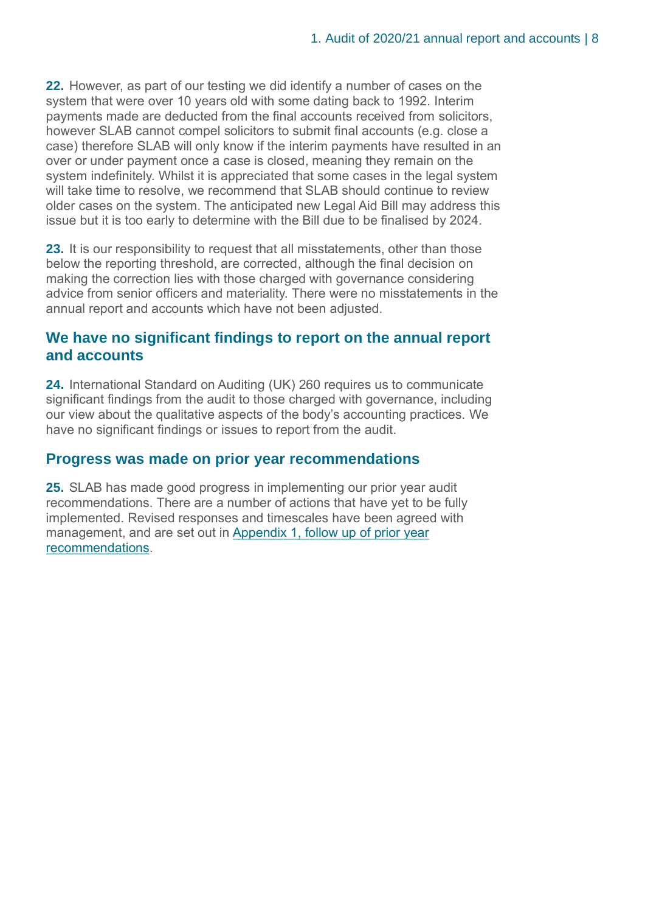**22.** However, as part of our testing we did identify a number of cases on the system that were over 10 years old with some dating back to 1992. Interim payments made are deducted from the final accounts received from solicitors, however SLAB cannot compel solicitors to submit final accounts (e.g. close a case) therefore SLAB will only know if the interim payments have resulted in an over or under payment once a case is closed, meaning they remain on the system indefinitely. Whilst it is appreciated that some cases in the legal system will take time to resolve, we recommend that SLAB should continue to review older cases on the system. The anticipated new Legal Aid Bill may address this issue but it is too early to determine with the Bill due to be finalised by 2024.

**23.** It is our responsibility to request that all misstatements, other than those below the reporting threshold, are corrected, although the final decision on making the correction lies with those charged with governance considering advice from senior officers and materiality. There were no misstatements in the annual report and accounts which have not been adjusted.

## We have no significant findings to report on the annual report and accounts

**24.** International Standard on Auditing (UK) 260 requires us to communicate significant findings from the audit to those charged with governance, including our view about the qualitative aspects of the body's accounting practices. We have no significant findings or issues to report from the audit.

## Progress was made on prior year recommendations

**25.** SLAB has made good progress in implementing our prior year audit recommendations. There are a number of actions that have yet to be fully implemented. Revised responses and timescales have been agreed with management, and are set out in Appendix 1, follow up of prior year recommendations.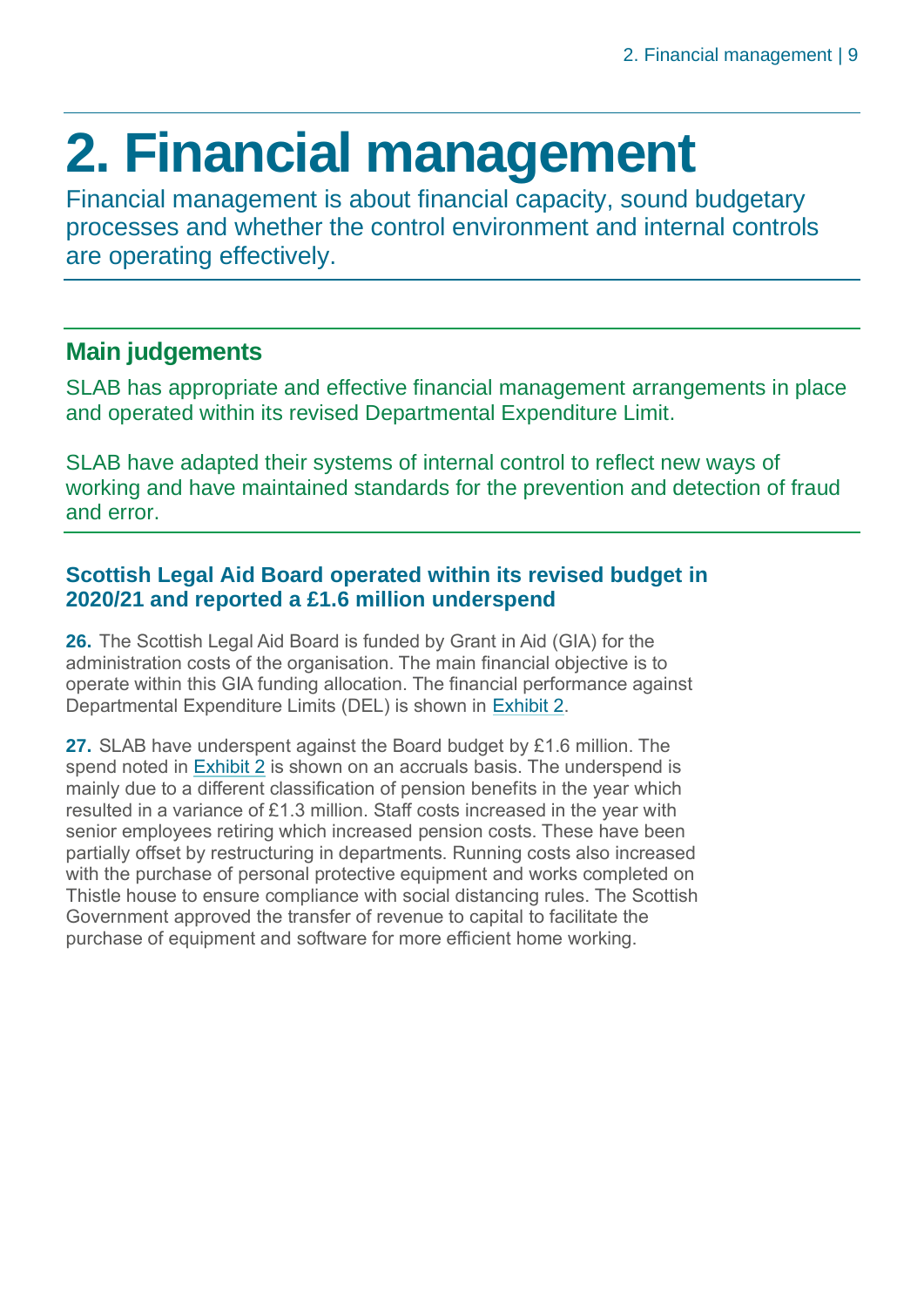# 2. Financial management

Financial management is about financial capacity, sound budgetary processes and whether the control environment and internal controls are operating effectively.

## Main judgements

SLAB has appropriate and effective financial management arrangements in place and operated within its revised Departmental Expenditure Limit.

SLAB have adapted their systems of internal control to reflect new ways of working and have maintained standards for the prevention and detection of fraud and error.

### Scottish Legal Aid Board operated within its revised budget in 2020/21 and reported a £1.6 million underspend

**26.** The Scottish Legal Aid Board is funded by Grant in Aid (GIA) for the administration costs of the organisation. The main financial objective is to operate within this GIA funding allocation. The financial performance against Departmental Expenditure Limits (DEL) is shown in Exhibit 2.

**27.** SLAB have underspent against the Board budget by £1.6 million. The spend noted in Exhibit 2 is shown on an accruals basis. The underspend is mainly due to a different classification of pension benefits in the year which resulted in a variance of £1.3 million. Staff costs increased in the year with senior employees retiring which increased pension costs. These have been partially offset by restructuring in departments. Running costs also increased with the purchase of personal protective equipment and works completed on Thistle house to ensure compliance with social distancing rules. The Scottish Government approved the transfer of revenue to capital to facilitate the purchase of equipment and software for more efficient home working.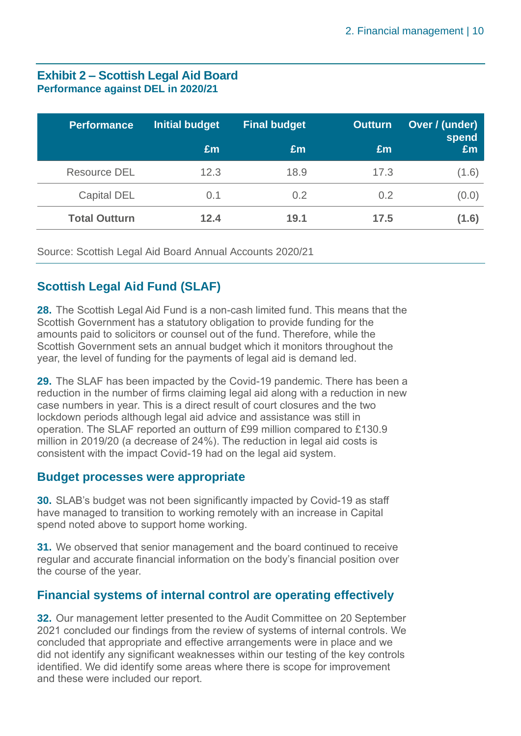**Exhibit 2 – Scottish Legal Aid Board**
**Performance against DEL in 2020/21**

| Performance | Initial budget £m | Final budget £m | Outturn £m | Over / (under) spend £m |
|---|---|---|---|---|
| Resource DEL | 12.3 | 18.9 | 17.3 | (1.6) |
| Capital DEL | 0.1 | 0.2 | 0.2 | (0.0) |
| **Total Outturn** | **12.4** | **19.1** | **17.5** | **(1.6)** |

Source: Scottish Legal Aid Board Annual Accounts 2020/21

## Scottish Legal Aid Fund (SLAF)

**28.** The Scottish Legal Aid Fund is a non-cash limited fund. This means that the Scottish Government has a statutory obligation to provide funding for the amounts paid to solicitors or counsel out of the fund. Therefore, while the Scottish Government sets an annual budget which it monitors throughout the year, the level of funding for the payments of legal aid is demand led.

**29.** The SLAF has been impacted by the Covid-19 pandemic. There has been a reduction in the number of firms claiming legal aid along with a reduction in new case numbers in year. This is a direct result of court closures and the two lockdown periods although legal aid advice and assistance was still in operation. The SLAF reported an outturn of £99 million compared to £130.9 million in 2019/20 (a decrease of 24%). The reduction in legal aid costs is consistent with the impact Covid-19 had on the legal aid system.

## Budget processes were appropriate

**30.** SLAB's budget was not been significantly impacted by Covid-19 as staff have managed to transition to working remotely with an increase in Capital spend noted above to support home working.

**31.** We observed that senior management and the board continued to receive regular and accurate financial information on the body's financial position over the course of the year.

## Financial systems of internal control are operating effectively

**32.** Our management letter presented to the Audit Committee on 20 September 2021 concluded our findings from the review of systems of internal controls. We concluded that appropriate and effective arrangements were in place and we did not identify any significant weaknesses within our testing of the key controls identified. We did identify some areas where there is scope for improvement and these were included our report.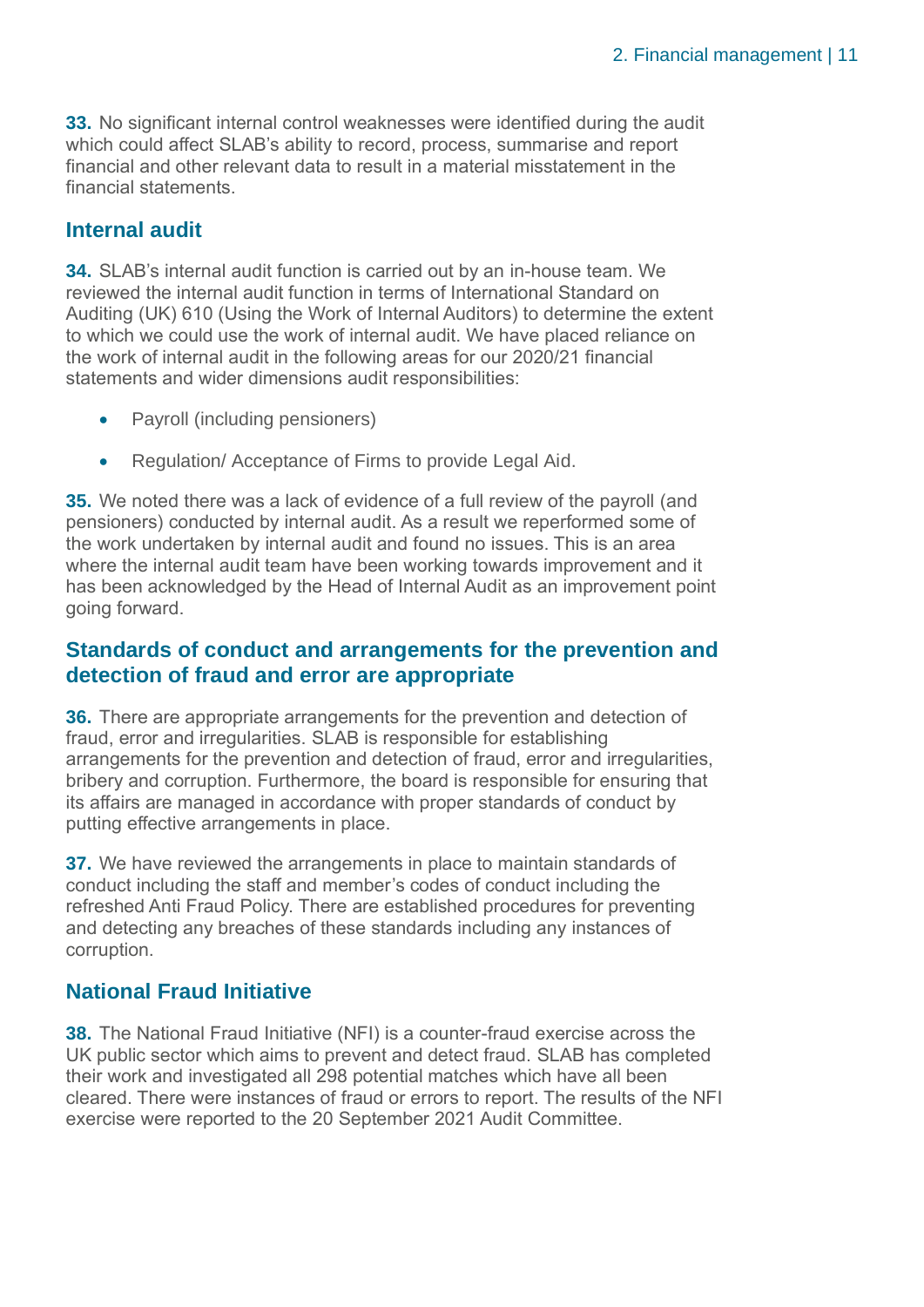**33.** No significant internal control weaknesses were identified during the audit which could affect SLAB's ability to record, process, summarise and report financial and other relevant data to result in a material misstatement in the financial statements.

## Internal audit

**34.** SLAB's internal audit function is carried out by an in-house team. We reviewed the internal audit function in terms of International Standard on Auditing (UK) 610 (Using the Work of Internal Auditors) to determine the extent to which we could use the work of internal audit. We have placed reliance on the work of internal audit in the following areas for our 2020/21 financial statements and wider dimensions audit responsibilities:

- Payroll (including pensioners)
- Regulation/ Acceptance of Firms to provide Legal Aid.

**35.** We noted there was a lack of evidence of a full review of the payroll (and pensioners) conducted by internal audit. As a result we reperformed some of the work undertaken by internal audit and found no issues. This is an area where the internal audit team have been working towards improvement and it has been acknowledged by the Head of Internal Audit as an improvement point going forward.

## Standards of conduct and arrangements for the prevention and detection of fraud and error are appropriate

**36.** There are appropriate arrangements for the prevention and detection of fraud, error and irregularities. SLAB is responsible for establishing arrangements for the prevention and detection of fraud, error and irregularities, bribery and corruption. Furthermore, the board is responsible for ensuring that its affairs are managed in accordance with proper standards of conduct by putting effective arrangements in place.

**37.** We have reviewed the arrangements in place to maintain standards of conduct including the staff and member's codes of conduct including the refreshed Anti Fraud Policy. There are established procedures for preventing and detecting any breaches of these standards including any instances of corruption.

## National Fraud Initiative

**38.** The National Fraud Initiative (NFI) is a counter-fraud exercise across the UK public sector which aims to prevent and detect fraud. SLAB has completed their work and investigated all 298 potential matches which have all been cleared. There were instances of fraud or errors to report. The results of the NFI exercise were reported to the 20 September 2021 Audit Committee.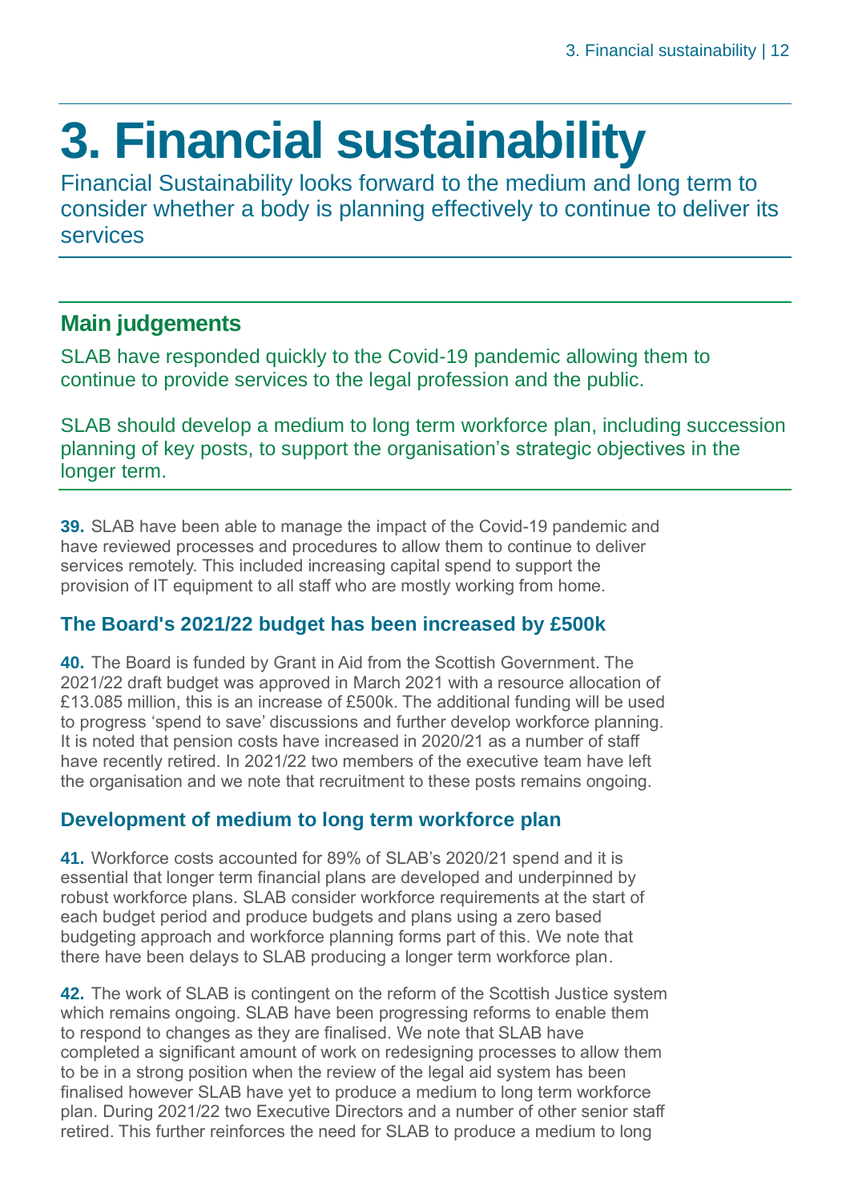# 3. Financial sustainability

Financial Sustainability looks forward to the medium and long term to consider whether a body is planning effectively to continue to deliver its services

## Main judgements

SLAB have responded quickly to the Covid-19 pandemic allowing them to continue to provide services to the legal profession and the public.

SLAB should develop a medium to long term workforce plan, including succession planning of key posts, to support the organisation's strategic objectives in the longer term.

**39.** SLAB have been able to manage the impact of the Covid-19 pandemic and have reviewed processes and procedures to allow them to continue to deliver services remotely. This included increasing capital spend to support the provision of IT equipment to all staff who are mostly working from home.

### The Board's 2021/22 budget has been increased by £500k

**40.** The Board is funded by Grant in Aid from the Scottish Government. The 2021/22 draft budget was approved in March 2021 with a resource allocation of £13.085 million, this is an increase of £500k. The additional funding will be used to progress 'spend to save' discussions and further develop workforce planning. It is noted that pension costs have increased in 2020/21 as a number of staff have recently retired. In 2021/22 two members of the executive team have left the organisation and we note that recruitment to these posts remains ongoing.

### Development of medium to long term workforce plan

**41.** Workforce costs accounted for 89% of SLAB's 2020/21 spend and it is essential that longer term financial plans are developed and underpinned by robust workforce plans. SLAB consider workforce requirements at the start of each budget period and produce budgets and plans using a zero based budgeting approach and workforce planning forms part of this. We note that there have been delays to SLAB producing a longer term workforce plan.

**42.** The work of SLAB is contingent on the reform of the Scottish Justice system which remains ongoing. SLAB have been progressing reforms to enable them to respond to changes as they are finalised. We note that SLAB have completed a significant amount of work on redesigning processes to allow them to be in a strong position when the review of the legal aid system has been finalised however SLAB have yet to produce a medium to long term workforce plan. During 2021/22 two Executive Directors and a number of other senior staff retired. This further reinforces the need for SLAB to produce a medium to long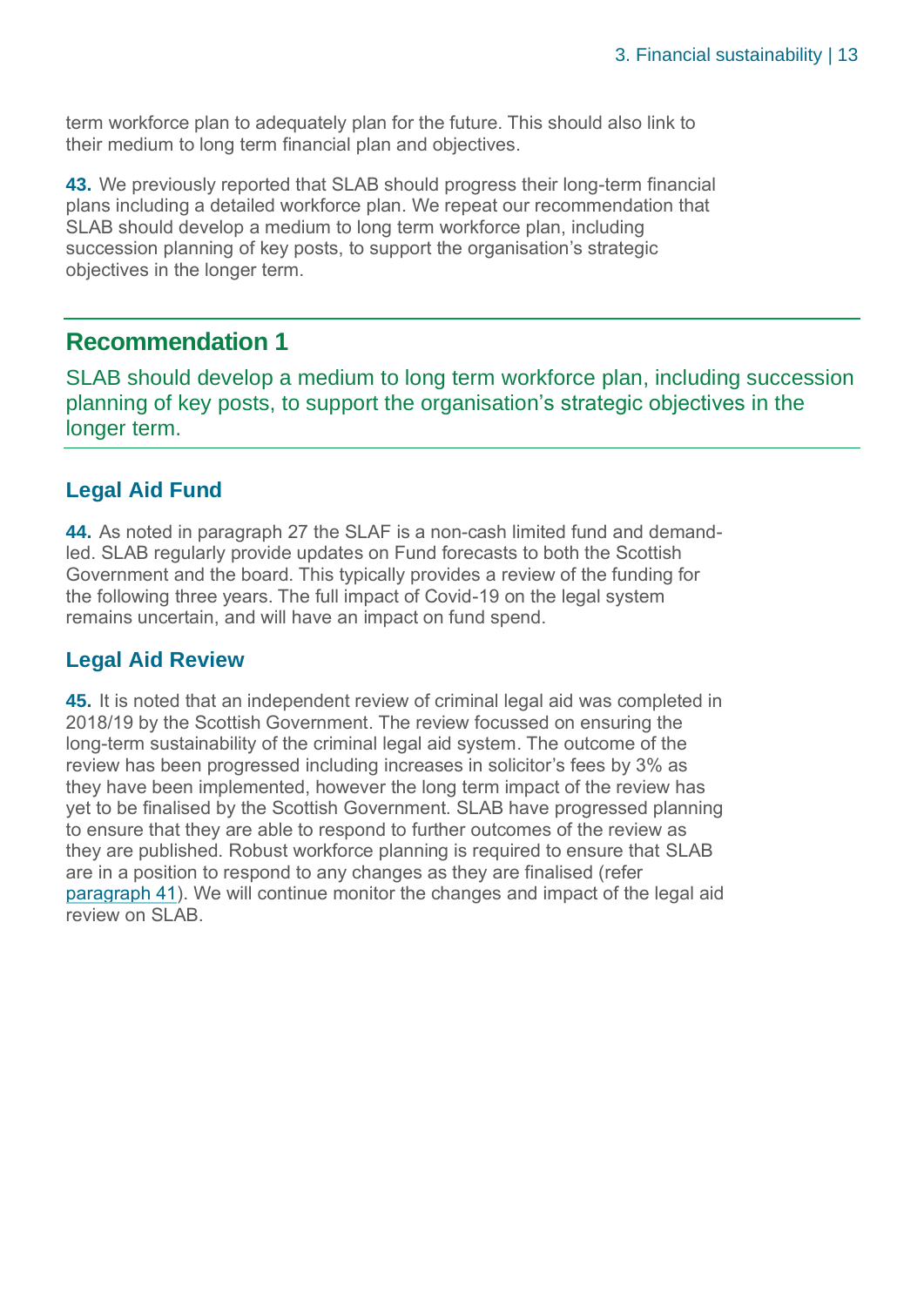term workforce plan to adequately plan for the future. This should also link to their medium to long term financial plan and objectives.

**43.** We previously reported that SLAB should progress their long-term financial plans including a detailed workforce plan. We repeat our recommendation that SLAB should develop a medium to long term workforce plan, including succession planning of key posts, to support the organisation's strategic objectives in the longer term.

## Recommendation 1

SLAB should develop a medium to long term workforce plan, including succession planning of key posts, to support the organisation's strategic objectives in the longer term.

### Legal Aid Fund

**44.** As noted in paragraph 27 the SLAF is a non-cash limited fund and demand-led. SLAB regularly provide updates on Fund forecasts to both the Scottish Government and the board. This typically provides a review of the funding for the following three years. The full impact of Covid-19 on the legal system remains uncertain, and will have an impact on fund spend.

### Legal Aid Review

**45.** It is noted that an independent review of criminal legal aid was completed in 2018/19 by the Scottish Government. The review focussed on ensuring the long-term sustainability of the criminal legal aid system. The outcome of the review has been progressed including increases in solicitor's fees by 3% as they have been implemented, however the long term impact of the review has yet to be finalised by the Scottish Government. SLAB have progressed planning to ensure that they are able to respond to further outcomes of the review as they are published. Robust workforce planning is required to ensure that SLAB are in a position to respond to any changes as they are finalised (refer paragraph 41). We will continue monitor the changes and impact of the legal aid review on SLAB.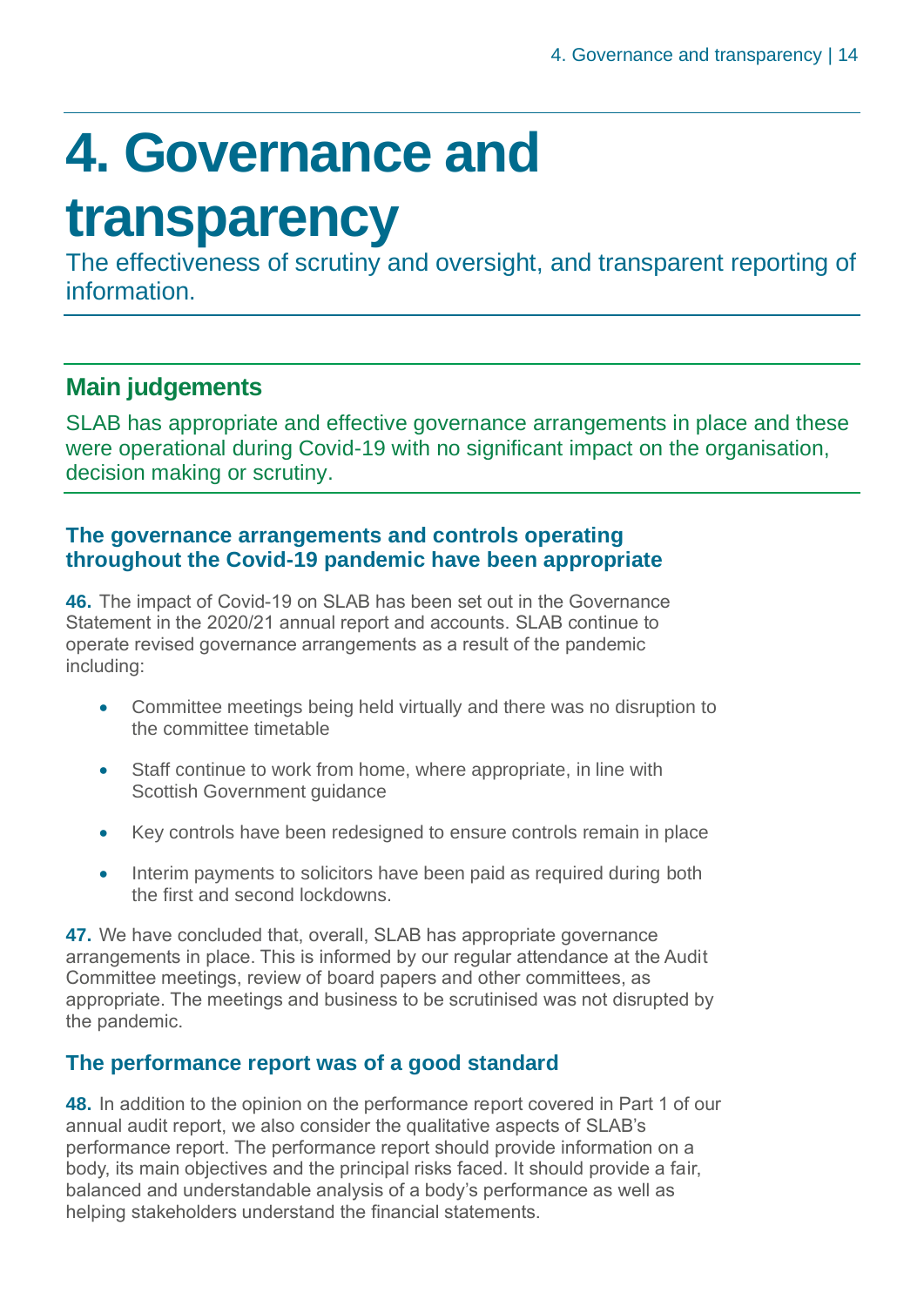# 4. Governance and transparency

The effectiveness of scrutiny and oversight, and transparent reporting of information.

## Main judgements

SLAB has appropriate and effective governance arrangements in place and these were operational during Covid-19 with no significant impact on the organisation, decision making or scrutiny.

### The governance arrangements and controls operating throughout the Covid-19 pandemic have been appropriate

**46.** The impact of Covid-19 on SLAB has been set out in the Governance Statement in the 2020/21 annual report and accounts. SLAB continue to operate revised governance arrangements as a result of the pandemic including:

- Committee meetings being held virtually and there was no disruption to the committee timetable
- Staff continue to work from home, where appropriate, in line with Scottish Government guidance
- Key controls have been redesigned to ensure controls remain in place
- Interim payments to solicitors have been paid as required during both the first and second lockdowns.

**47.** We have concluded that, overall, SLAB has appropriate governance arrangements in place. This is informed by our regular attendance at the Audit Committee meetings, review of board papers and other committees, as appropriate. The meetings and business to be scrutinised was not disrupted by the pandemic.

### The performance report was of a good standard

**48.** In addition to the opinion on the performance report covered in Part 1 of our annual audit report, we also consider the qualitative aspects of SLAB's performance report. The performance report should provide information on a body, its main objectives and the principal risks faced. It should provide a fair, balanced and understandable analysis of a body's performance as well as helping stakeholders understand the financial statements.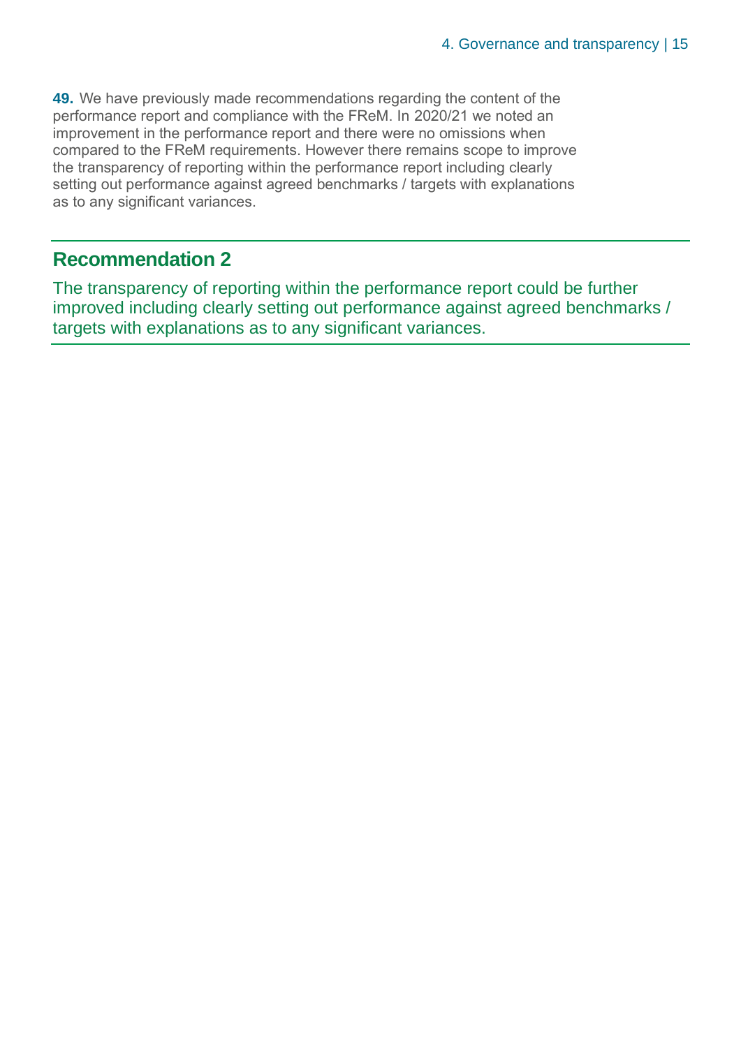**49.** We have previously made recommendations regarding the content of the performance report and compliance with the FReM. In 2020/21 we noted an improvement in the performance report and there were no omissions when compared to the FReM requirements. However there remains scope to improve the transparency of reporting within the performance report including clearly setting out performance against agreed benchmarks / targets with explanations as to any significant variances.

## Recommendation 2

The transparency of reporting within the performance report could be further improved including clearly setting out performance against agreed benchmarks / targets with explanations as to any significant variances.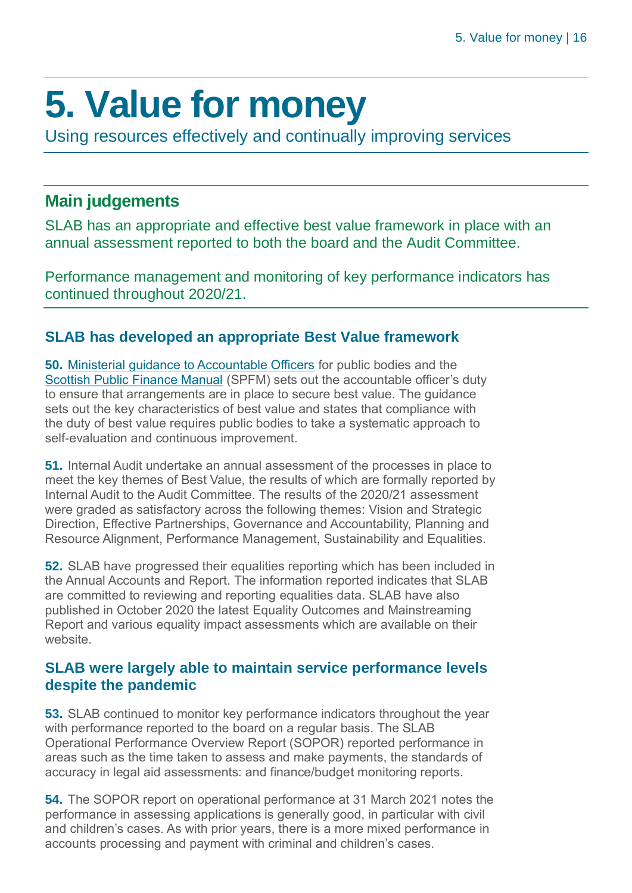# 5. Value for money

Using resources effectively and continually improving services

## Main judgements

SLAB has an appropriate and effective best value framework in place with an annual assessment reported to both the board and the Audit Committee.

Performance management and monitoring of key performance indicators has continued throughout 2020/21.

### SLAB has developed an appropriate Best Value framework

**50.** Ministerial guidance to Accountable Officers for public bodies and the Scottish Public Finance Manual (SPFM) sets out the accountable officer's duty to ensure that arrangements are in place to secure best value. The guidance sets out the key characteristics of best value and states that compliance with the duty of best value requires public bodies to take a systematic approach to self-evaluation and continuous improvement.

**51.** Internal Audit undertake an annual assessment of the processes in place to meet the key themes of Best Value, the results of which are formally reported by Internal Audit to the Audit Committee. The results of the 2020/21 assessment were graded as satisfactory across the following themes: Vision and Strategic Direction, Effective Partnerships, Governance and Accountability, Planning and Resource Alignment, Performance Management, Sustainability and Equalities.

**52.** SLAB have progressed their equalities reporting which has been included in the Annual Accounts and Report. The information reported indicates that SLAB are committed to reviewing and reporting equalities data. SLAB have also published in October 2020 the latest Equality Outcomes and Mainstreaming Report and various equality impact assessments which are available on their website.

### SLAB were largely able to maintain service performance levels despite the pandemic

**53.** SLAB continued to monitor key performance indicators throughout the year with performance reported to the board on a regular basis. The SLAB Operational Performance Overview Report (SOPOR) reported performance in areas such as the time taken to assess and make payments, the standards of accuracy in legal aid assessments: and finance/budget monitoring reports.

**54.** The SOPOR report on operational performance at 31 March 2021 notes the performance in assessing applications is generally good, in particular with civil and children's cases. As with prior years, there is a more mixed performance in accounts processing and payment with criminal and children's cases.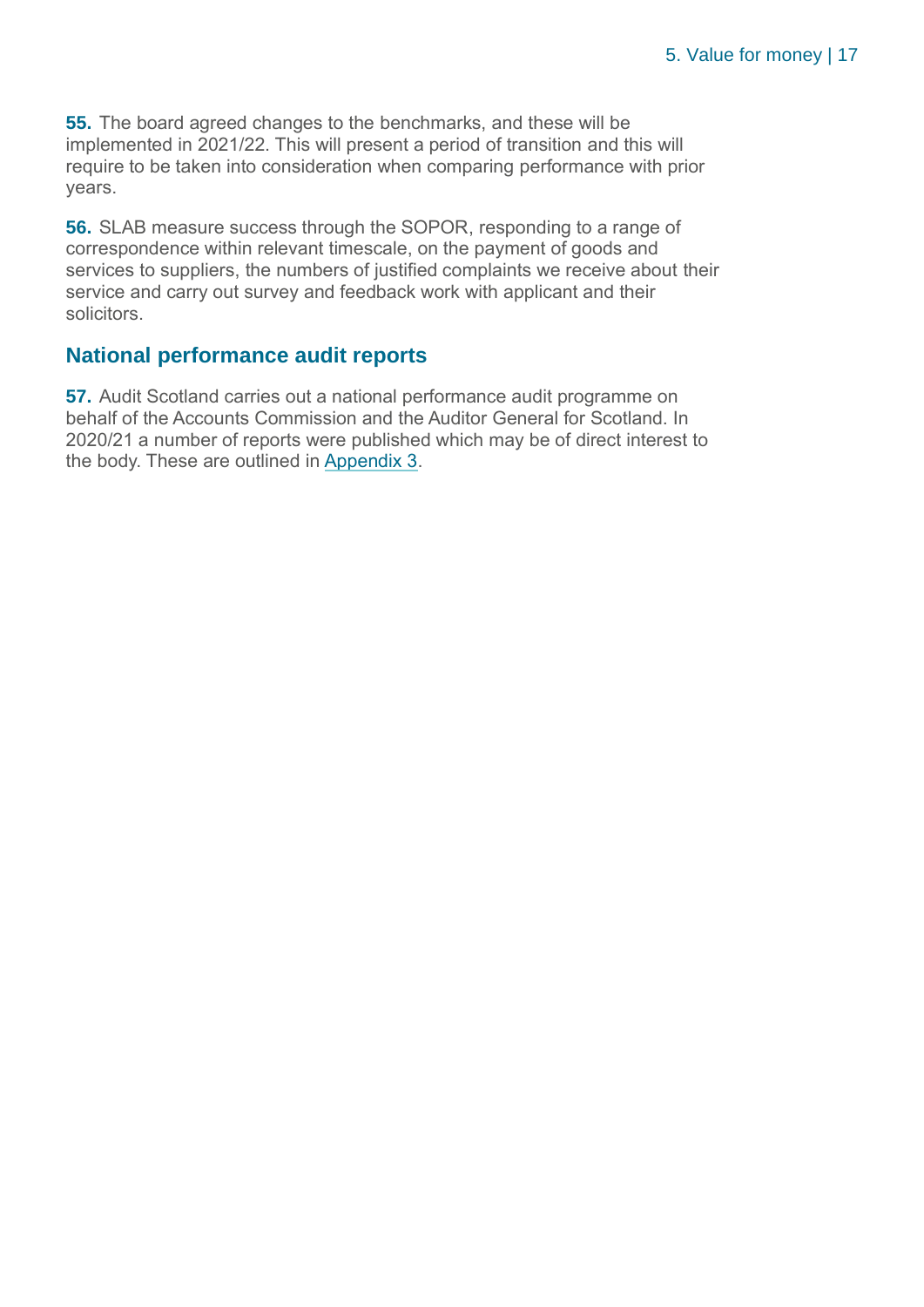**55.** The board agreed changes to the benchmarks, and these will be implemented in 2021/22. This will present a period of transition and this will require to be taken into consideration when comparing performance with prior years.

**56.** SLAB measure success through the SOPOR, responding to a range of correspondence within relevant timescale, on the payment of goods and services to suppliers, the numbers of justified complaints we receive about their service and carry out survey and feedback work with applicant and their solicitors.

## National performance audit reports

**57.** Audit Scotland carries out a national performance audit programme on behalf of the Accounts Commission and the Auditor General for Scotland. In 2020/21 a number of reports were published which may be of direct interest to the body. These are outlined in Appendix 3.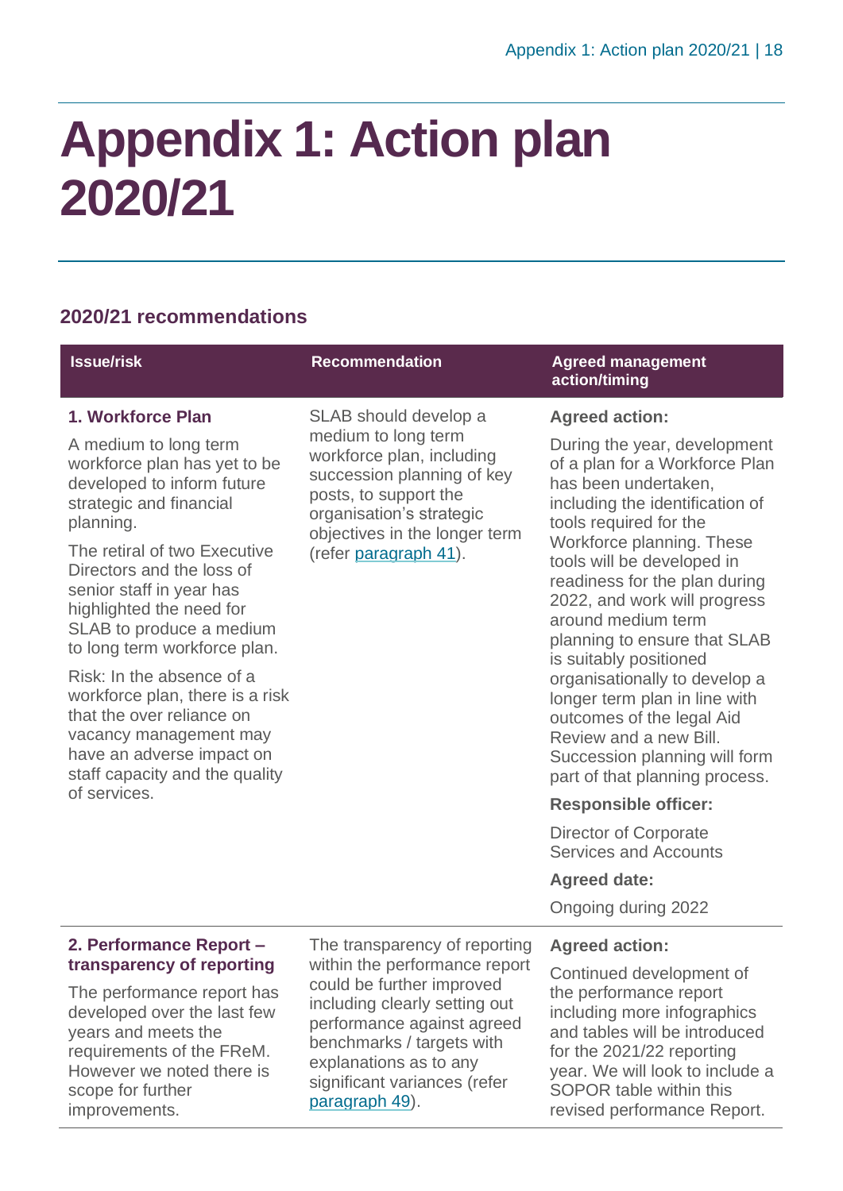# Appendix 1: Action plan 2020/21

## 2020/21 recommendations

| Issue/risk | Recommendation | Agreed management action/timing |
|---|---|---|
| **1. Workforce Plan**<br><br>A medium to long term workforce plan has yet to be developed to inform future strategic and financial planning.<br><br>The retiral of two Executive Directors and the loss of senior staff in year has highlighted the need for SLAB to produce a medium to long term workforce plan.<br><br>Risk: In the absence of a workforce plan, there is a risk that the over reliance on vacancy management may have an adverse impact on staff capacity and the quality of services. | SLAB should develop a medium to long term workforce plan, including succession planning of key posts, to support the organisation's strategic objectives in the longer term (refer paragraph 41). | **Agreed action:**<br><br>During the year, development of a plan for a Workforce Plan has been undertaken, including the identification of tools required for the Workforce planning. These tools will be developed in readiness for the plan during 2022, and work will progress around medium term planning to ensure that SLAB is suitably positioned organisationally to develop a longer term plan in line with outcomes of the legal Aid Review and a new Bill. Succession planning will form part of that planning process.<br><br>**Responsible officer:**<br><br>Director of Corporate Services and Accounts<br><br>**Agreed date:**<br><br>Ongoing during 2022 |
| **2. Performance Report – transparency of reporting**<br><br>The performance report has developed over the last few years and meets the requirements of the FReM. However we noted there is scope for further improvements. | The transparency of reporting within the performance report could be further improved including clearly setting out performance against agreed benchmarks / targets with explanations as to any significant variances (refer paragraph 49). | **Agreed action:**<br><br>Continued development of the performance report including more infographics and tables will be introduced for the 2021/22 reporting year. We will look to include a SOPOR table within this revised performance Report. |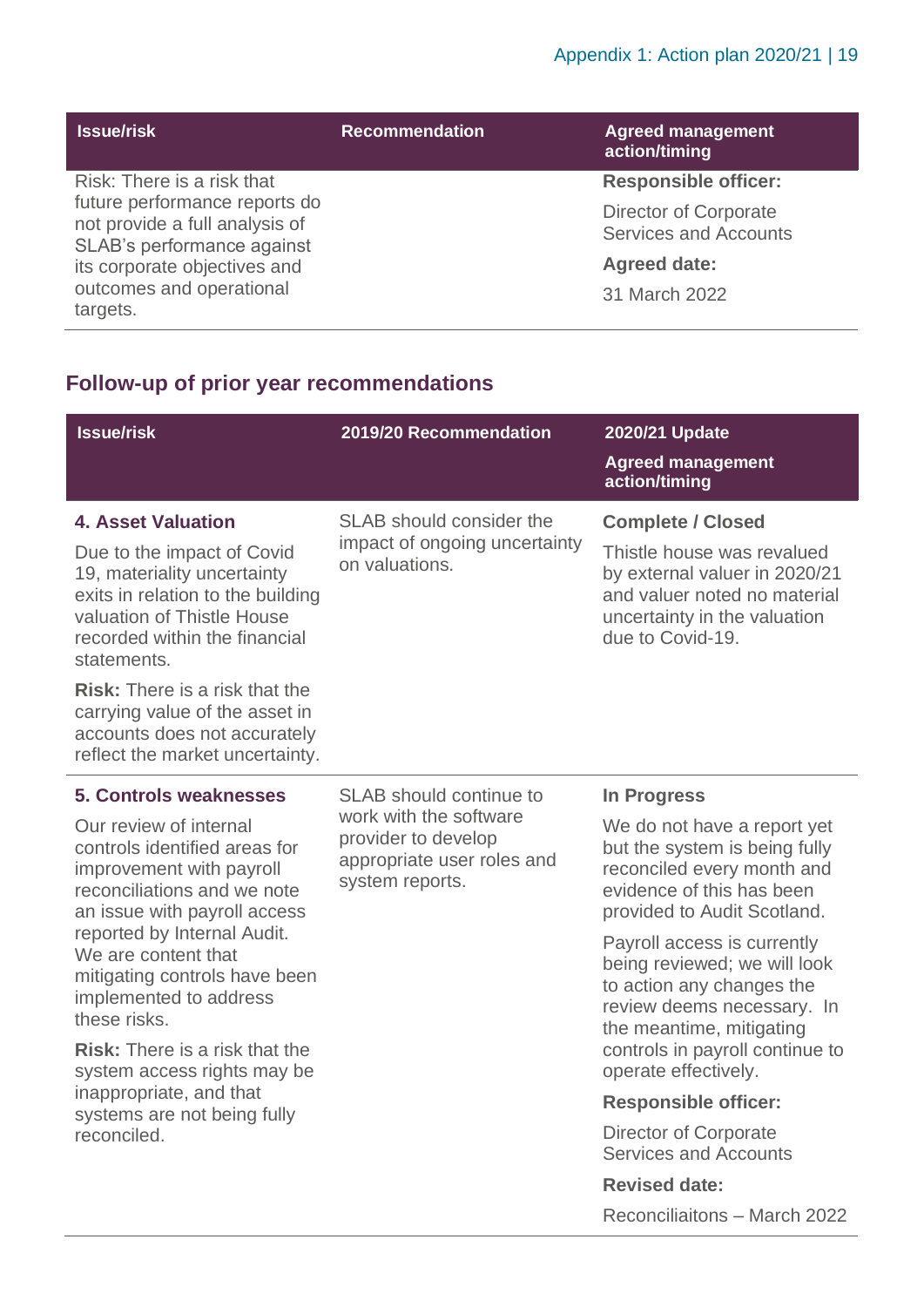| Issue/risk | Recommendation | Agreed management action/timing |
|---|---|---|
| Risk: There is a risk that future performance reports do not provide a full analysis of SLAB's performance against its corporate objectives and outcomes and operational targets. | | **Responsible officer:**<br>Director of Corporate Services and Accounts<br>**Agreed date:**<br>31 March 2022 |

## Follow-up of prior year recommendations

| Issue/risk | 2019/20 Recommendation | 2020/21 Update<br>Agreed management action/timing |
|---|---|---|
| **4. Asset Valuation**<br>Due to the impact of Covid 19, materiality uncertainty exits in relation to the building valuation of Thistle House recorded within the financial statements.<br>**Risk:** There is a risk that the carrying value of the asset in accounts does not accurately reflect the market uncertainty. | SLAB should consider the impact of ongoing uncertainty on valuations. | **Complete / Closed**<br>Thistle house was revalued by external valuer in 2020/21 and valuer noted no material uncertainty in the valuation due to Covid-19. |
| **5. Controls weaknesses**<br>Our review of internal controls identified areas for improvement with payroll reconciliations and we note an issue with payroll access reported by Internal Audit. We are content that mitigating controls have been implemented to address these risks.<br>**Risk:** There is a risk that the system access rights may be inappropriate, and that systems are not being fully reconciled. | SLAB should continue to work with the software provider to develop appropriate user roles and system reports. | **In Progress**<br>We do not have a report yet but the system is being fully reconciled every month and evidence of this has been provided to Audit Scotland.<br>Payroll access is currently being reviewed; we will look to action any changes the review deems necessary. In the meantime, mitigating controls in payroll continue to operate effectively.<br>**Responsible officer:**<br>Director of Corporate Services and Accounts<br>**Revised date:**<br>Reconciliaitons – March 2022 |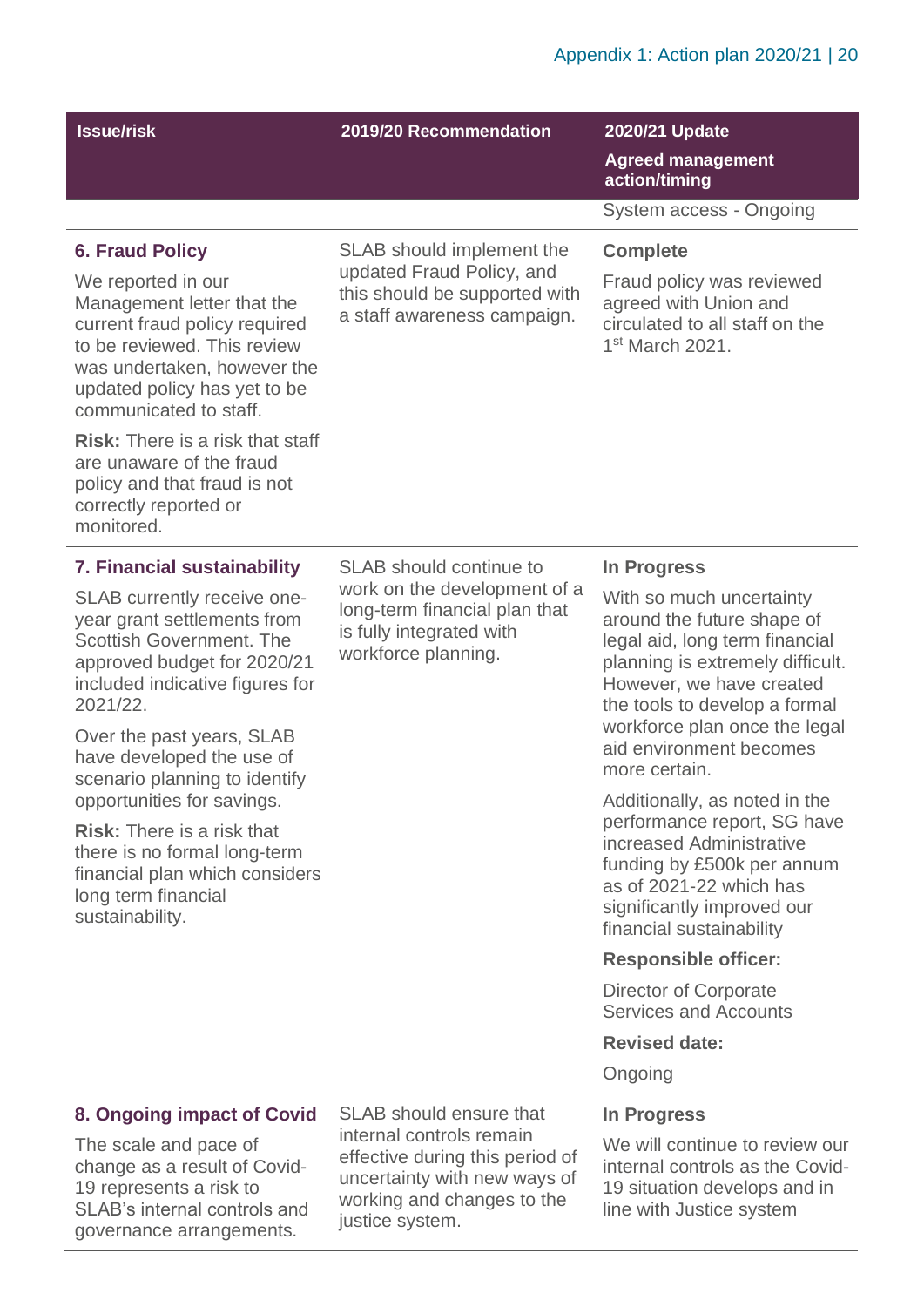| Issue/risk | 2019/20 Recommendation | 2020/21 Update<br>Agreed management action/timing |
|---|---|---|
| | | System access - Ongoing |
| **6. Fraud Policy**<br>We reported in our Management letter that the current fraud policy required to be reviewed. This review was undertaken, however the updated policy has yet to be communicated to staff.<br>**Risk:** There is a risk that staff are unaware of the fraud policy and that fraud is not correctly reported or monitored. | SLAB should implement the updated Fraud Policy, and this should be supported with a staff awareness campaign. | **Complete**<br>Fraud policy was reviewed agreed with Union and circulated to all staff on the 1st March 2021. |
| **7. Financial sustainability**<br>SLAB currently receive one-year grant settlements from Scottish Government. The approved budget for 2020/21 included indicative figures for 2021/22.<br>Over the past years, SLAB have developed the use of scenario planning to identify opportunities for savings.<br>**Risk:** There is a risk that there is no formal long-term financial plan which considers long term financial sustainability. | SLAB should continue to work on the development of a long-term financial plan that is fully integrated with workforce planning. | **In Progress**<br>With so much uncertainty around the future shape of legal aid, long term financial planning is extremely difficult. However, we have created the tools to develop a formal workforce plan once the legal aid environment becomes more certain.<br>Additionally, as noted in the performance report, SG have increased Administrative funding by £500k per annum as of 2021-22 which has significantly improved our financial sustainability<br>**Responsible officer:**<br>Director of Corporate Services and Accounts<br>**Revised date:**<br>Ongoing |
| **8. Ongoing impact of Covid**<br>The scale and pace of change as a result of Covid-19 represents a risk to SLAB's internal controls and governance arrangements. | SLAB should ensure that internal controls remain effective during this period of uncertainty with new ways of working and changes to the justice system. | **In Progress**<br>We will continue to review our internal controls as the Covid-19 situation develops and in line with Justice system |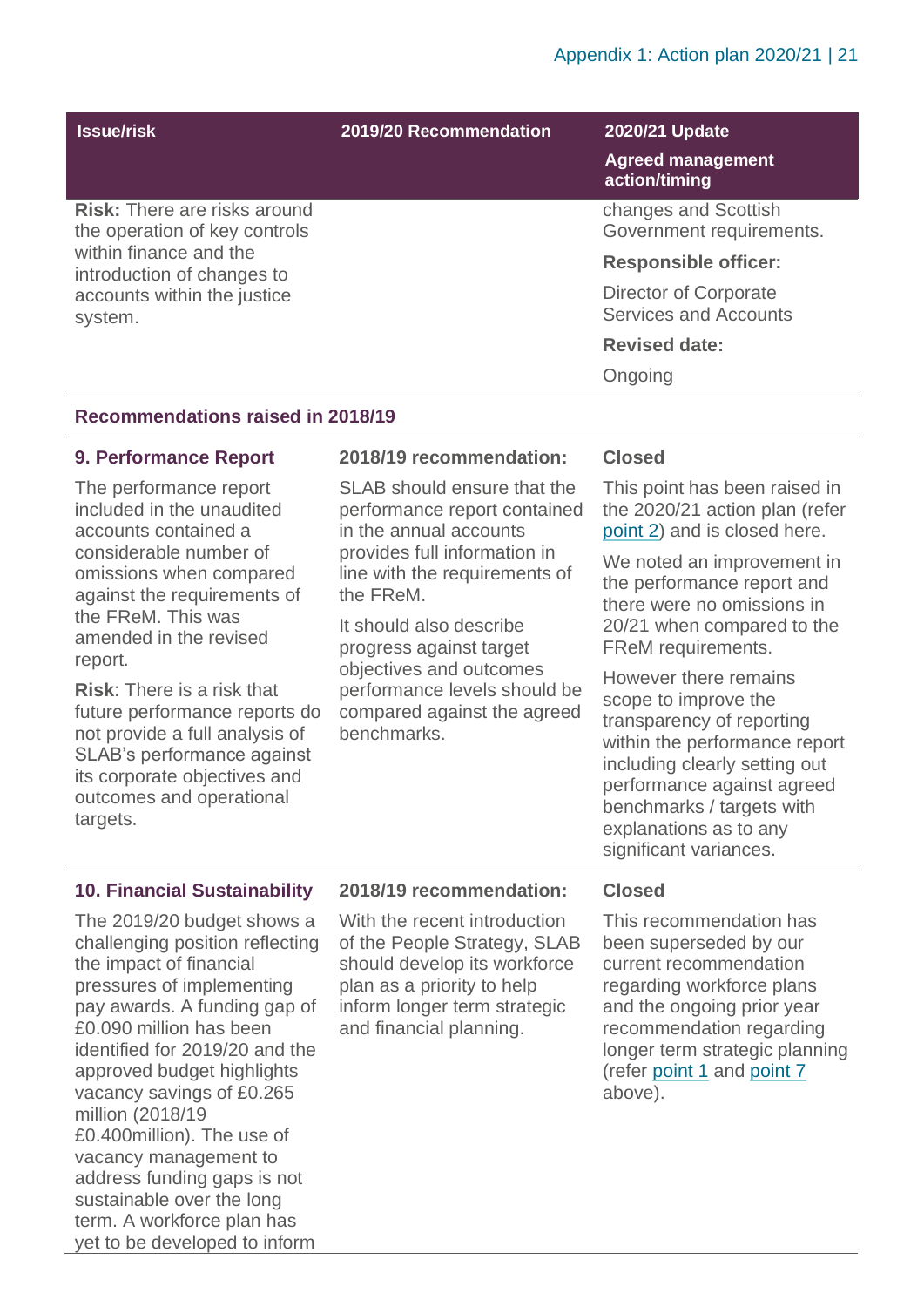| Issue/risk | 2019/20 Recommendation | 2020/21 Update<br>**Agreed management action/timing** |
|---|---|---|
| **Risk:** There are risks around the operation of key controls within finance and the introduction of changes to accounts within the justice system. | | changes and Scottish Government requirements.<br>**Responsible officer:**<br>Director of Corporate Services and Accounts<br>**Revised date:**<br>Ongoing |
| **Recommendations raised in 2018/19** | | |
| **9. Performance Report**<br>The performance report included in the unaudited accounts contained a considerable number of omissions when compared against the requirements of the FReM. This was amended in the revised report.<br>**Risk**: There is a risk that future performance reports do not provide a full analysis of SLAB's performance against its corporate objectives and outcomes and operational targets. | **2018/19 recommendation:**<br>SLAB should ensure that the performance report contained in the annual accounts provides full information in line with the requirements of the FReM.<br>It should also describe progress against target objectives and outcomes performance levels should be compared against the agreed benchmarks. | **Closed**<br>This point has been raised in the 2020/21 action plan (refer point 2) and is closed here.<br>We noted an improvement in the performance report and there were no omissions in 20/21 when compared to the FReM requirements.<br>However there remains scope to improve the transparency of reporting within the performance report including clearly setting out performance against agreed benchmarks / targets with explanations as to any significant variances. |
| **10. Financial Sustainability**<br>The 2019/20 budget shows a challenging position reflecting the impact of financial pressures of implementing pay awards. A funding gap of £0.090 million has been identified for 2019/20 and the approved budget highlights vacancy savings of £0.265 million (2018/19 £0.400million). The use of vacancy management to address funding gaps is not sustainable over the long term. A workforce plan has yet to be developed to inform | **2018/19 recommendation:**<br>With the recent introduction of the People Strategy, SLAB should develop its workforce plan as a priority to help inform longer term strategic and financial planning. | **Closed**<br>This recommendation has been superseded by our current recommendation regarding workforce plans and the ongoing prior year recommendation regarding longer term strategic planning (refer point 1 and point 7 above). |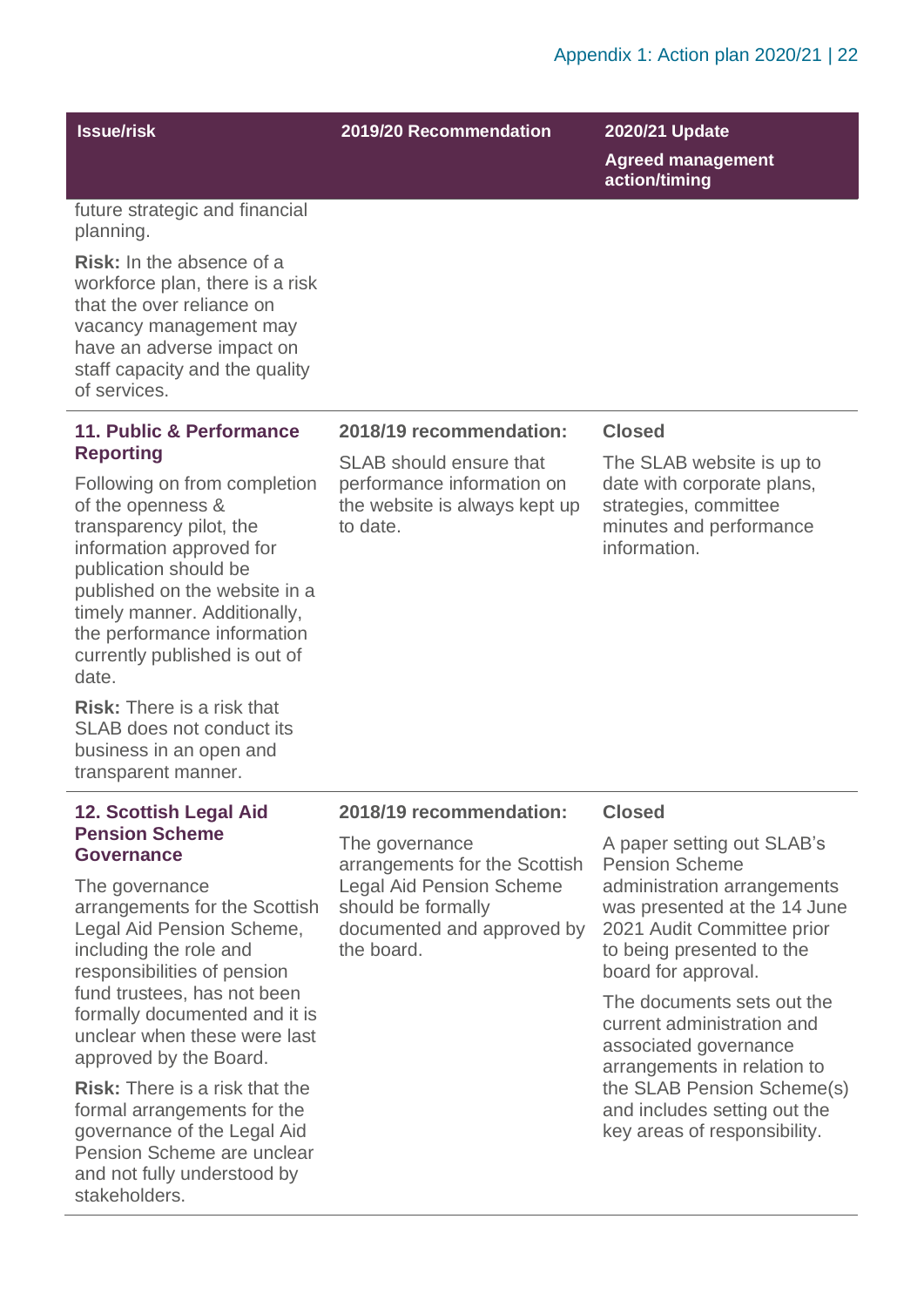| Issue/risk | 2019/20 Recommendation | 2020/21 Update<br>**Agreed management action/timing** |
|---|---|---|
| future strategic and financial planning.<br><br>**Risk:** In the absence of a workforce plan, there is a risk that the over reliance on vacancy management may have an adverse impact on staff capacity and the quality of services. | | |
| **11. Public & Performance Reporting**<br><br>Following on from completion of the openness & transparency pilot, the information approved for publication should be published on the website in a timely manner. Additionally, the performance information currently published is out of date.<br><br>**Risk:** There is a risk that SLAB does not conduct its business in an open and transparent manner. | **2018/19 recommendation:**<br><br>SLAB should ensure that performance information on the website is always kept up to date. | **Closed**<br><br>The SLAB website is up to date with corporate plans, strategies, committee minutes and performance information. |
| **12. Scottish Legal Aid Pension Scheme Governance**<br><br>The governance arrangements for the Scottish Legal Aid Pension Scheme, including the role and responsibilities of pension fund trustees, has not been formally documented and it is unclear when these were last approved by the Board.<br><br>**Risk:** There is a risk that the formal arrangements for the governance of the Legal Aid Pension Scheme are unclear and not fully understood by stakeholders. | **2018/19 recommendation:**<br><br>The governance arrangements for the Scottish Legal Aid Pension Scheme should be formally documented and approved by the board. | **Closed**<br><br>A paper setting out SLAB's Pension Scheme administration arrangements was presented at the 14 June 2021 Audit Committee prior to being presented to the board for approval.<br><br>The documents sets out the current administration and associated governance arrangements in relation to the SLAB Pension Scheme(s) and includes setting out the key areas of responsibility. |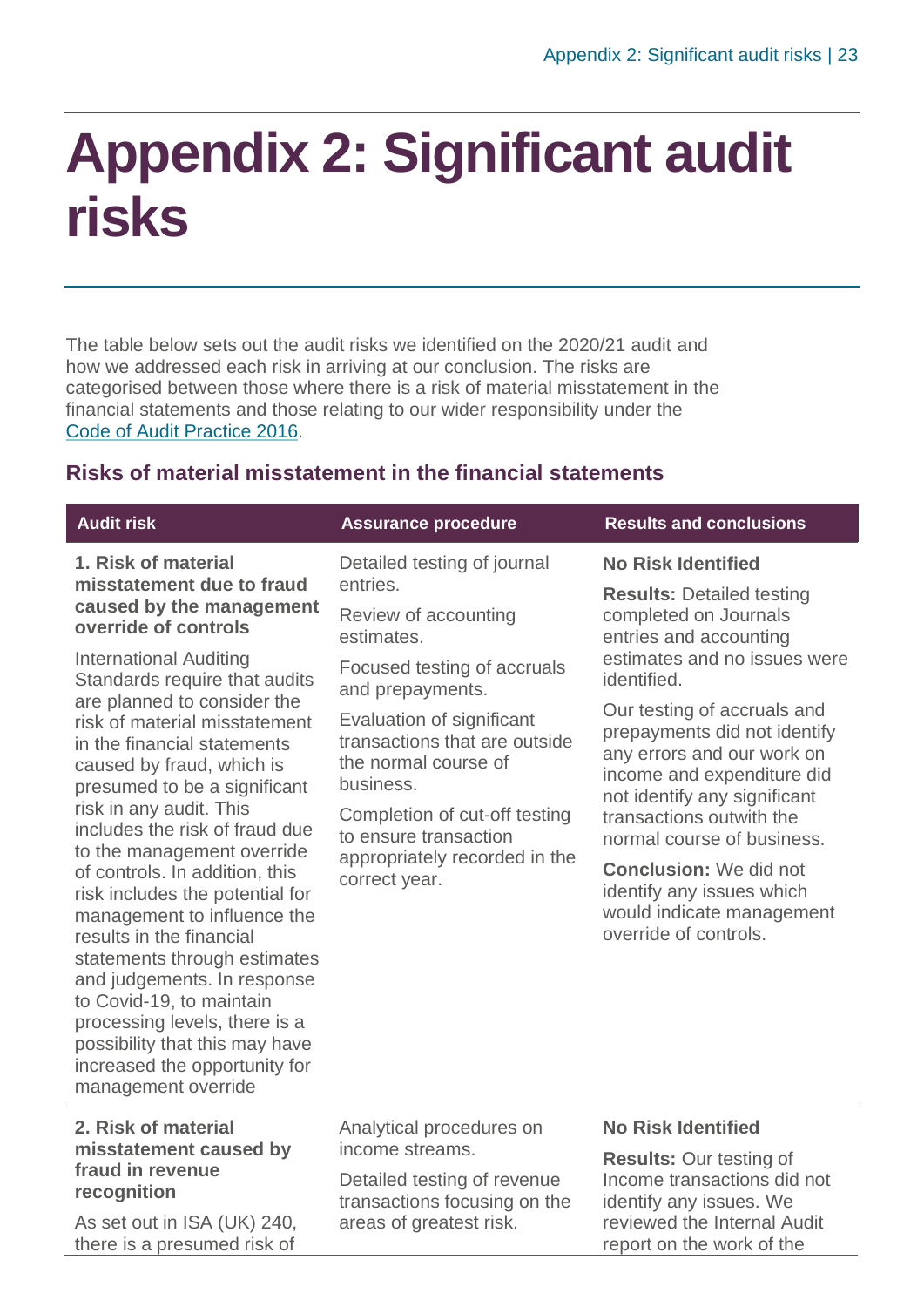# Appendix 2: Significant audit risks

The table below sets out the audit risks we identified on the 2020/21 audit and how we addressed each risk in arriving at our conclusion. The risks are categorised between those where there is a risk of material misstatement in the financial statements and those relating to our wider responsibility under the [Code of Audit Practice 2016](#).

## Risks of material misstatement in the financial statements

| Audit risk | Assurance procedure | Results and conclusions |
|---|---|---|
| **1. Risk of material misstatement due to fraud caused by the management override of controls**<br><br>International Auditing Standards require that audits are planned to consider the risk of material misstatement in the financial statements caused by fraud, which is presumed to be a significant risk in any audit. This includes the risk of fraud due to the management override of controls. In addition, this risk includes the potential for management to influence the results in the financial statements through estimates and judgements. In response to Covid-19, to maintain processing levels, there is a possibility that this may have increased the opportunity for management override | Detailed testing of journal entries.<br><br>Review of accounting estimates.<br><br>Focused testing of accruals and prepayments.<br><br>Evaluation of significant transactions that are outside the normal course of business.<br><br>Completion of cut-off testing to ensure transaction appropriately recorded in the correct year. | **No Risk Identified**<br><br>**Results:** Detailed testing completed on Journals entries and accounting estimates and no issues were identified.<br><br>Our testing of accruals and prepayments did not identify any errors and our work on income and expenditure did not identify any significant transactions outwith the normal course of business.<br><br>**Conclusion:** We did not identify any issues which would indicate management override of controls. |
| **2. Risk of material misstatement caused by fraud in revenue recognition**<br><br>As set out in ISA (UK) 240, there is a presumed risk of | Analytical procedures on income streams.<br><br>Detailed testing of revenue transactions focusing on the areas of greatest risk. | **No Risk Identified**<br><br>**Results:** Our testing of Income transactions did not identify any issues. We reviewed the Internal Audit report on the work of the |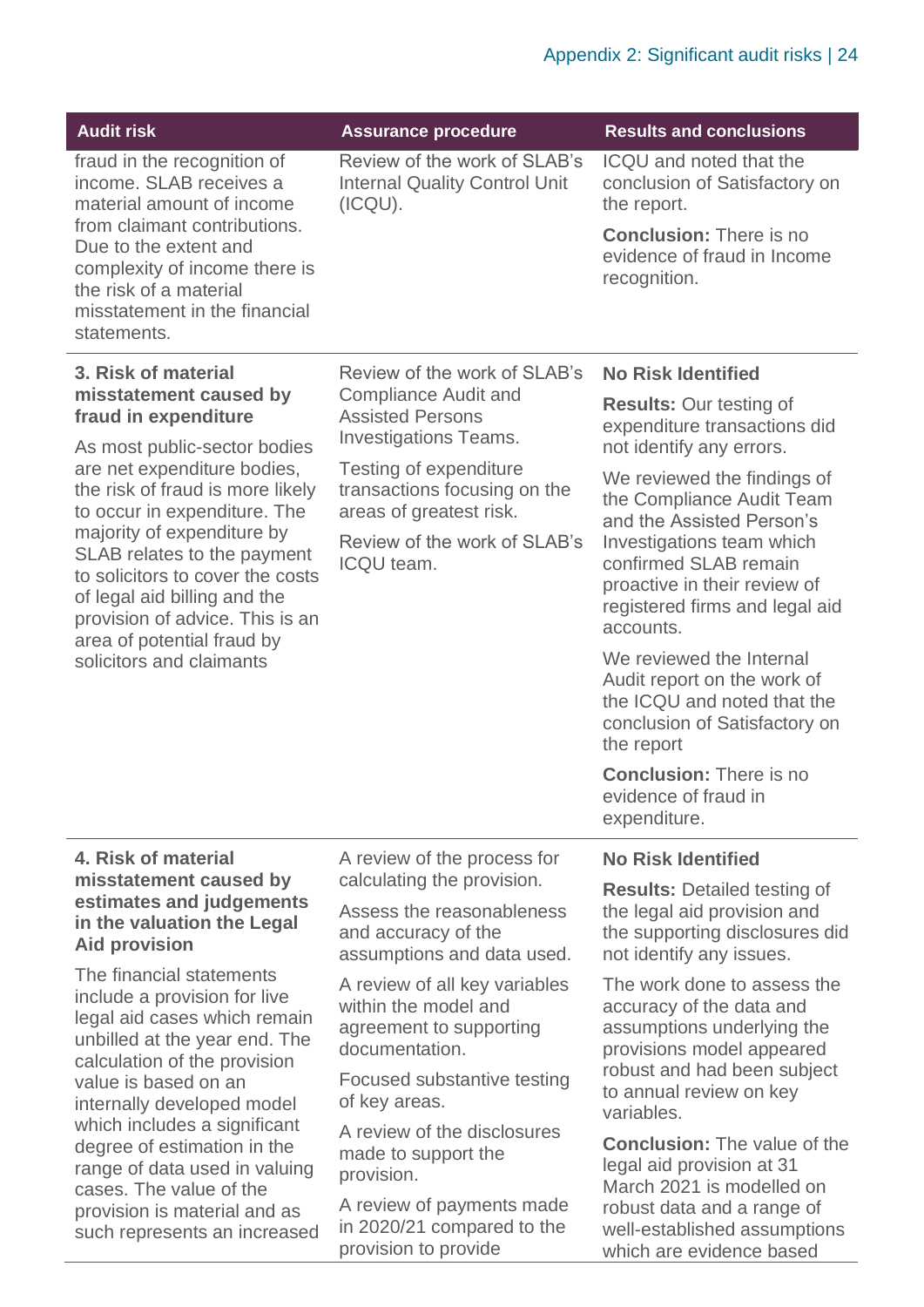| Audit risk | Assurance procedure | Results and conclusions |
|---|---|---|
| fraud in the recognition of income. SLAB receives a material amount of income from claimant contributions. Due to the extent and complexity of income there is the risk of a material misstatement in the financial statements. | Review of the work of SLAB's Internal Quality Control Unit (ICQU). | ICQU and noted that the conclusion of Satisfactory on the report.<br><br>**Conclusion:** There is no evidence of fraud in Income recognition. |
| **3. Risk of material misstatement caused by fraud in expenditure**<br><br>As most public-sector bodies are net expenditure bodies, the risk of fraud is more likely to occur in expenditure. The majority of expenditure by SLAB relates to the payment to solicitors to cover the costs of legal aid billing and the provision of advice. This is an area of potential fraud by solicitors and claimants | Review of the work of SLAB's Compliance Audit and Assisted Persons Investigations Teams.<br><br>Testing of expenditure transactions focusing on the areas of greatest risk.<br><br>Review of the work of SLAB's ICQU team. | **No Risk Identified**<br><br>**Results:** Our testing of expenditure transactions did not identify any errors.<br><br>We reviewed the findings of the Compliance Audit Team and the Assisted Person's Investigations team which confirmed SLAB remain proactive in their review of registered firms and legal aid accounts.<br><br>We reviewed the Internal Audit report on the work of the ICQU and noted that the conclusion of Satisfactory on the report<br><br>**Conclusion:** There is no evidence of fraud in expenditure. |
| **4. Risk of material misstatement caused by estimates and judgements in the valuation the Legal Aid provision**<br><br>The financial statements include a provision for live legal aid cases which remain unbilled at the year end. The calculation of the provision value is based on an internally developed model which includes a significant degree of estimation in the range of data used in valuing cases. The value of the provision is material and as such represents an increased | A review of the process for calculating the provision.<br><br>Assess the reasonableness and accuracy of the assumptions and data used.<br><br>A review of all key variables within the model and agreement to supporting documentation.<br><br>Focused substantive testing of key areas.<br><br>A review of the disclosures made to support the provision.<br><br>A review of payments made in 2020/21 compared to the provision to provide | **No Risk Identified**<br><br>**Results:** Detailed testing of the legal aid provision and the supporting disclosures did not identify any issues.<br><br>The work done to assess the accuracy of the data and assumptions underlying the provisions model appeared robust and had been subject to annual review on key variables.<br><br>**Conclusion:** The value of the legal aid provision at 31 March 2021 is modelled on robust data and a range of well-established assumptions which are evidence based |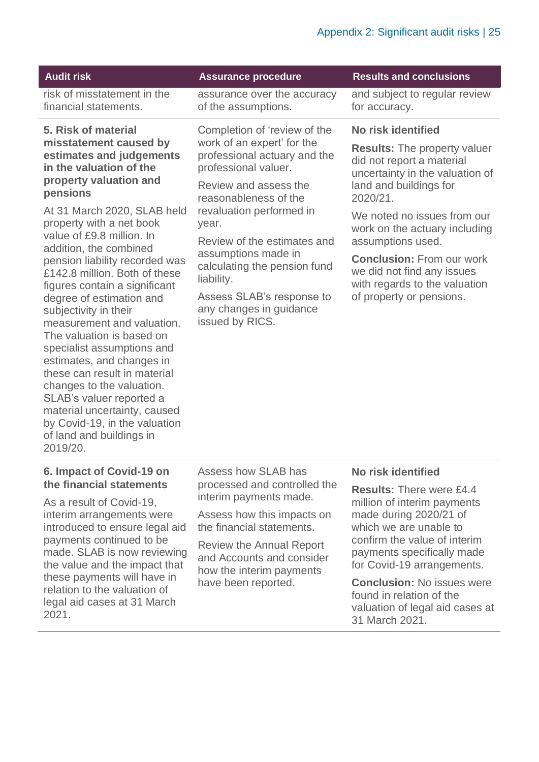| Audit risk | Assurance procedure | Results and conclusions |
|---|---|---|
| risk of misstatement in the financial statements. | assurance over the accuracy of the assumptions. | and subject to regular review for accuracy. |
| **5. Risk of material misstatement caused by estimates and judgements in the valuation of the property valuation and pensions**<br><br>At 31 March 2020, SLAB held property with a net book value of £9.8 million. In addition, the combined pension liability recorded was £142.8 million. Both of these figures contain a significant degree of estimation and subjectivity in their measurement and valuation. The valuation is based on specialist assumptions and estimates, and changes in these can result in material changes to the valuation. SLAB's valuer reported a material uncertainty, caused by Covid-19, in the valuation of land and buildings in 2019/20. | Completion of 'review of the work of an expert' for the professional actuary and the professional valuer.<br><br>Review and assess the reasonableness of the revaluation performed in year.<br><br>Review of the estimates and assumptions made in calculating the pension fund liability.<br><br>Assess SLAB's response to any changes in guidance issued by RICS. | **No risk identified**<br><br>**Results:** The property valuer did not report a material uncertainty in the valuation of land and buildings for 2020/21.<br><br>We noted no issues from our work on the actuary including assumptions used.<br><br>**Conclusion:** From our work we did not find any issues with regards to the valuation of property or pensions. |
| **6. Impact of Covid-19 on the financial statements**<br><br>As a result of Covid-19, interim arrangements were introduced to ensure legal aid payments continued to be made. SLAB is now reviewing the value and the impact that these payments will have in relation to the valuation of legal aid cases at 31 March 2021. | Assess how SLAB has processed and controlled the interim payments made.<br><br>Assess how this impacts on the financial statements.<br><br>Review the Annual Report and Accounts and consider how the interim payments have been reported. | **No risk identified**<br><br>**Results:** There were £4.4 million of interim payments made during 2020/21 of which we are unable to confirm the value of interim payments specifically made for Covid-19 arrangements.<br><br>**Conclusion:** No issues were found in relation of the valuation of legal aid cases at 31 March 2021. |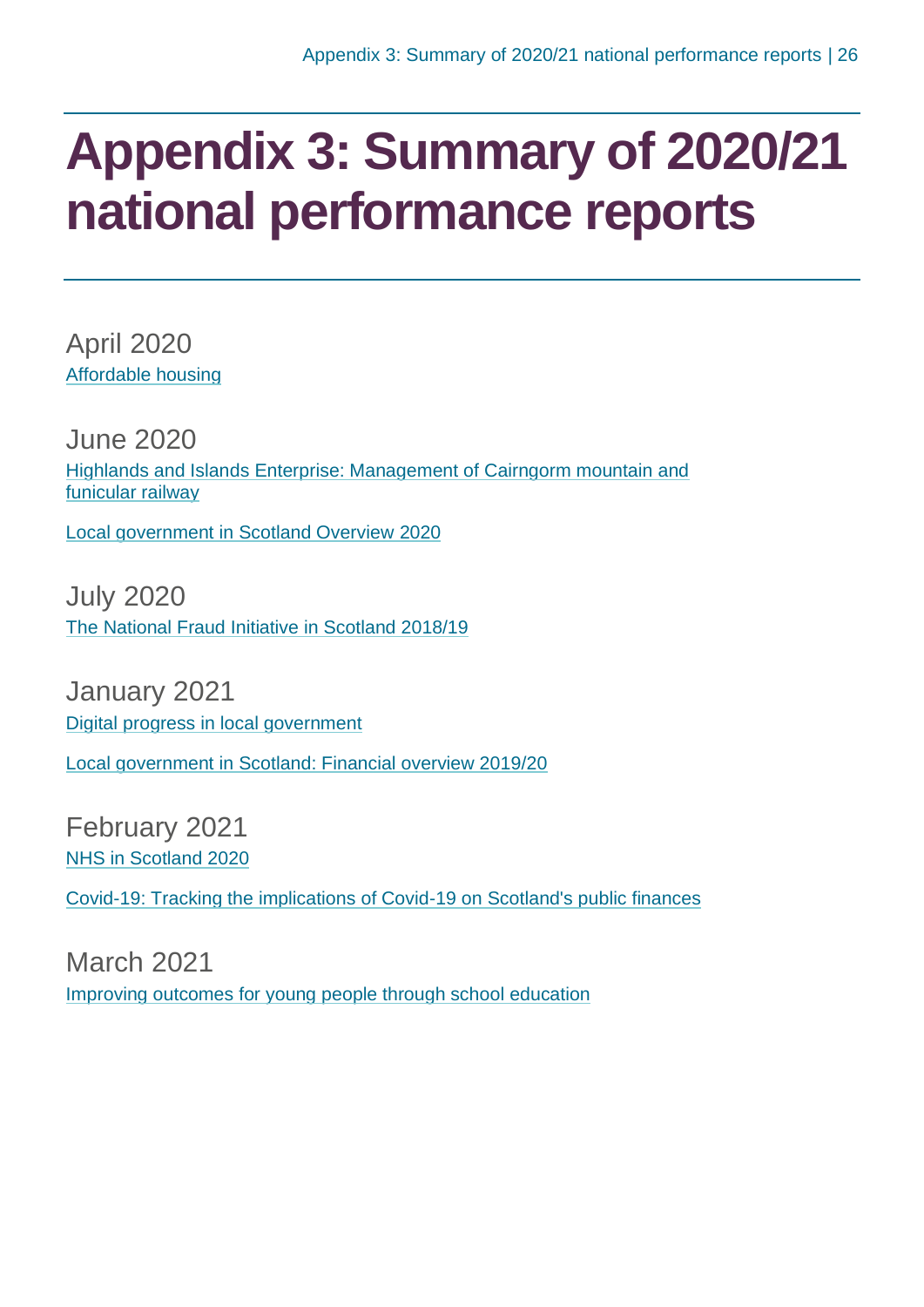# Appendix 3: Summary of 2020/21 national performance reports

April 2020

Affordable housing

June 2020

Highlands and Islands Enterprise: Management of Cairngorm mountain and funicular railway

Local government in Scotland Overview 2020

July 2020

The National Fraud Initiative in Scotland 2018/19

January 2021

Digital progress in local government

Local government in Scotland: Financial overview 2019/20

February 2021

NHS in Scotland 2020

Covid-19: Tracking the implications of Covid-19 on Scotland's public finances

March 2021

Improving outcomes for young people through school education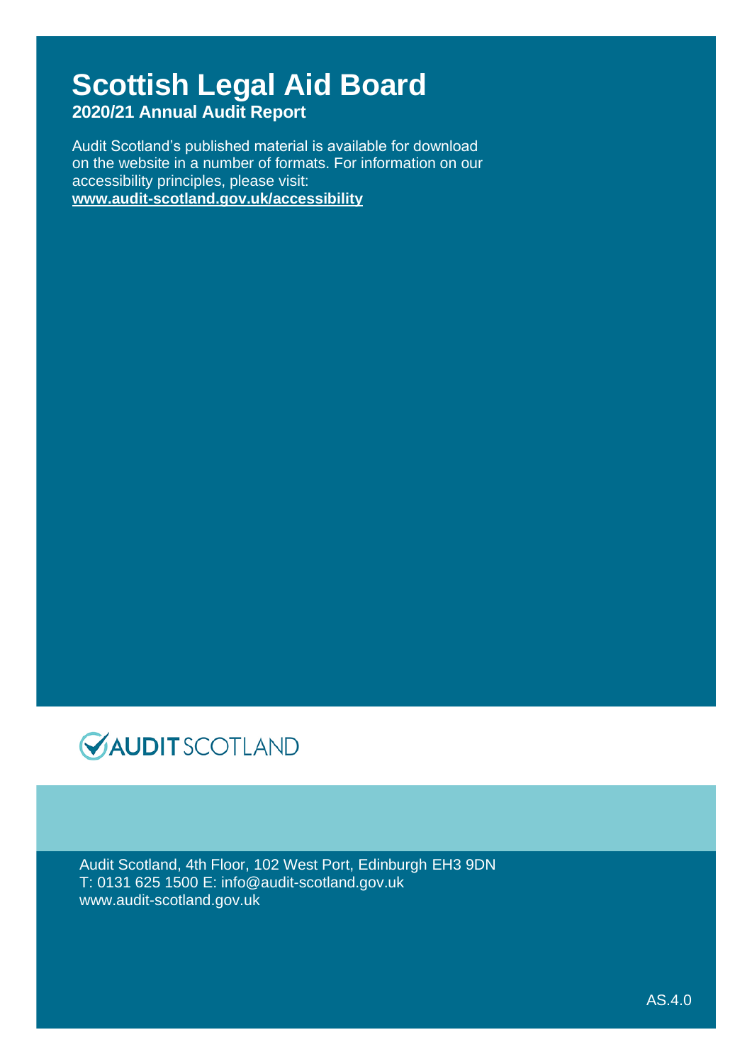# Scottish Legal Aid Board

**2020/21 Annual Audit Report**

Audit Scotland's published material is available for download on the website in a number of formats. For information on our accessibility principles, please visit:
**www.audit-scotland.gov.uk/accessibility**

AUDIT SCOTLAND

Audit Scotland, 4th Floor, 102 West Port, Edinburgh EH3 9DN
T: 0131 625 1500 E: info@audit-scotland.gov.uk
www.audit-scotland.gov.uk

AS.4.0